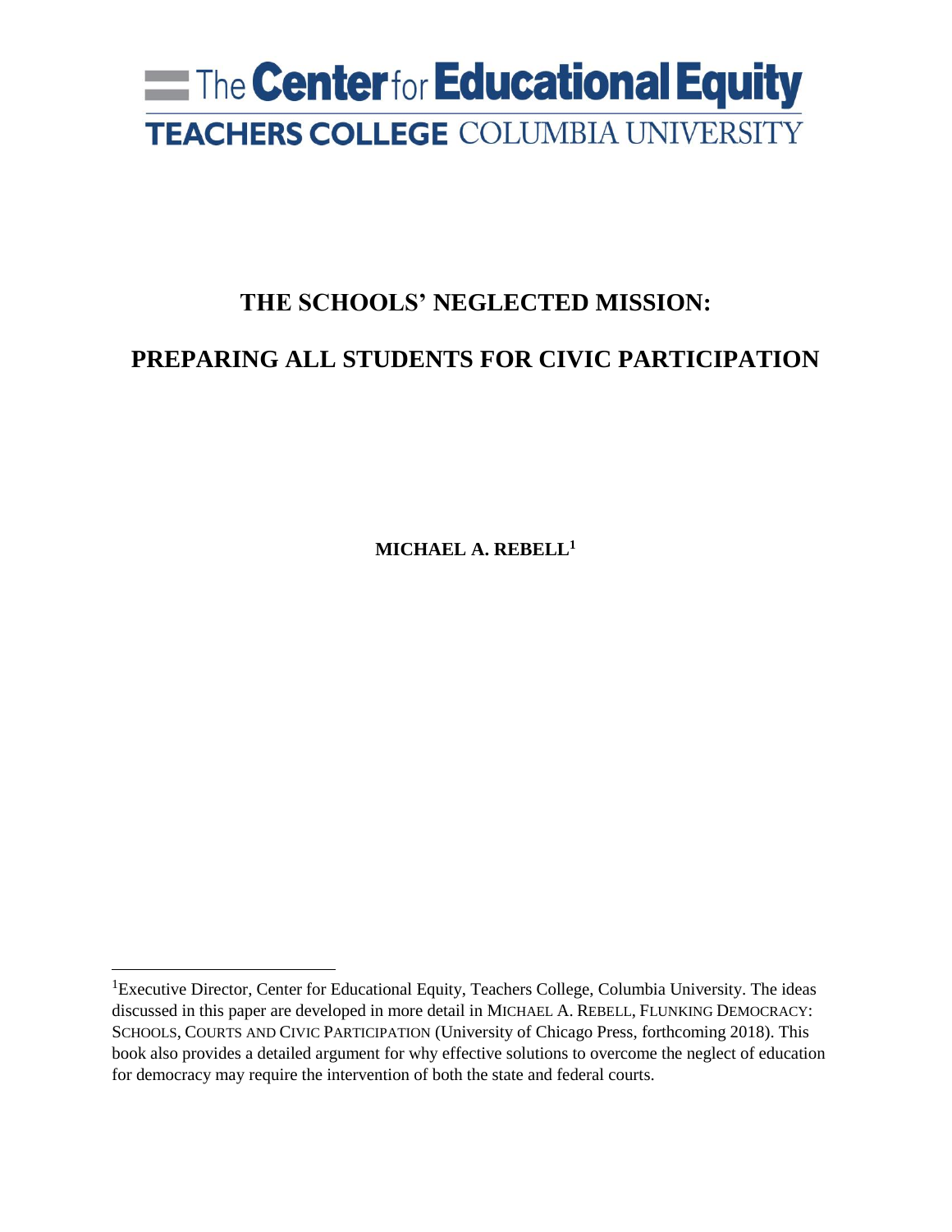The Center for Educational Equity

TEACHERS COLLEGE COLUMBIA UNIVERSITY

# THE SCHOOLS' NEGLECTED MISSION:

# PREPARING ALL STUDENTS FOR CIVIC PARTICIPATION

**MICHAEL A. REBELL[1]**

---

[1]Executive Director, Center for Educational Equity, Teachers College, Columbia University. The ideas discussed in this paper are developed in more detail in MICHAEL A. REBELL, FLUNKING DEMOCRACY: SCHOOLS, COURTS AND CIVIC PARTICIPATION (University of Chicago Press, forthcoming 2018). This book also provides a detailed argument for why effective solutions to overcome the neglect of education for democracy may require the intervention of both the state and federal courts.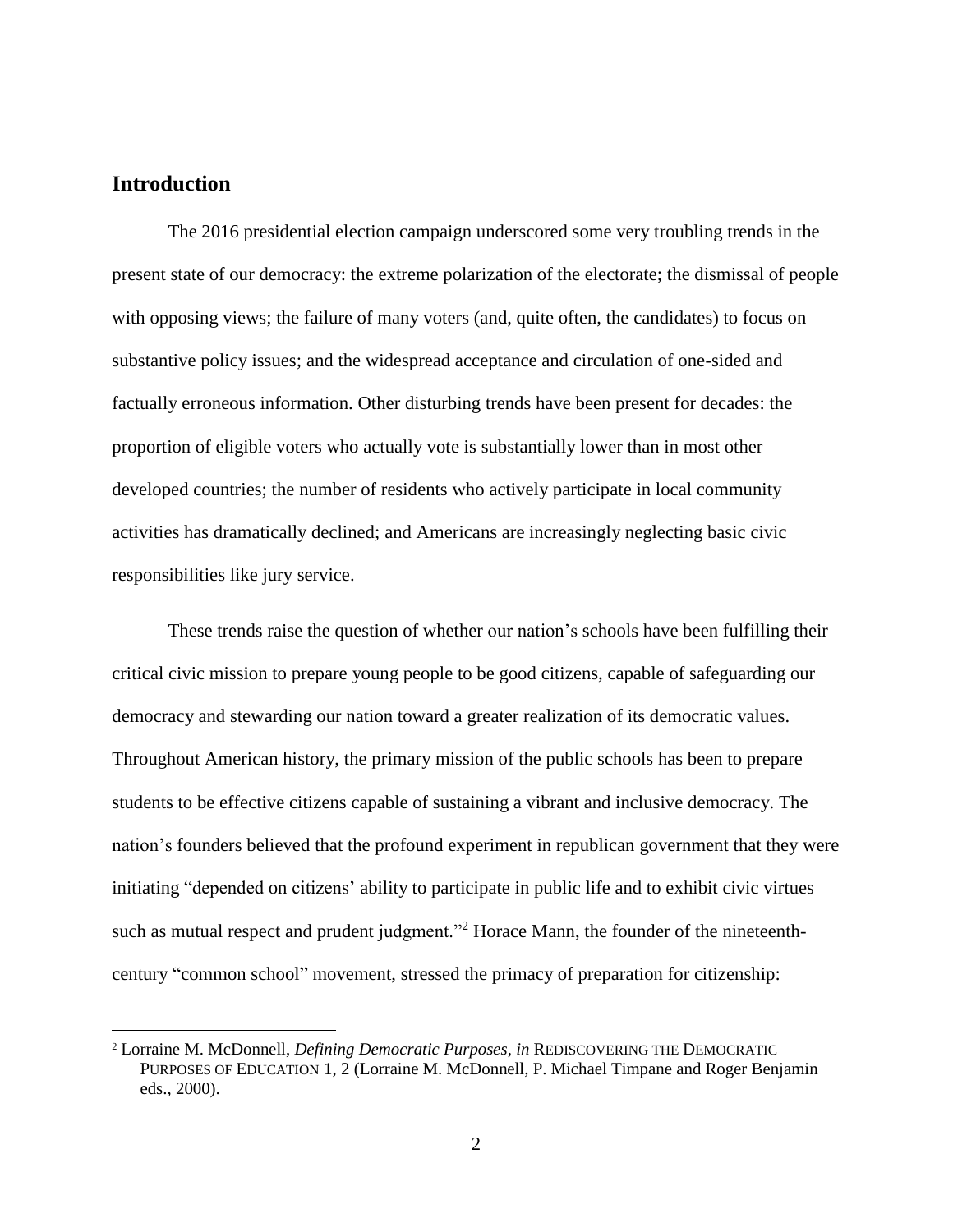## Introduction

The 2016 presidential election campaign underscored some very troubling trends in the present state of our democracy: the extreme polarization of the electorate; the dismissal of people with opposing views; the failure of many voters (and, quite often, the candidates) to focus on substantive policy issues; and the widespread acceptance and circulation of one-sided and factually erroneous information. Other disturbing trends have been present for decades: the proportion of eligible voters who actually vote is substantially lower than in most other developed countries; the number of residents who actively participate in local community activities has dramatically declined; and Americans are increasingly neglecting basic civic responsibilities like jury service.

These trends raise the question of whether our nation's schools have been fulfilling their critical civic mission to prepare young people to be good citizens, capable of safeguarding our democracy and stewarding our nation toward a greater realization of its democratic values. Throughout American history, the primary mission of the public schools has been to prepare students to be effective citizens capable of sustaining a vibrant and inclusive democracy. The nation's founders believed that the profound experiment in republican government that they were initiating "depended on citizens' ability to participate in public life and to exhibit civic virtues such as mutual respect and prudent judgment."[2] Horace Mann, the founder of the nineteenth-century "common school" movement, stressed the primacy of preparation for citizenship:

---

[2] Lorraine M. McDonnell, *Defining Democratic Purposes*, *in* REDISCOVERING THE DEMOCRATIC PURPOSES OF EDUCATION 1, 2 (Lorraine M. McDonnell, P. Michael Timpane and Roger Benjamin eds., 2000).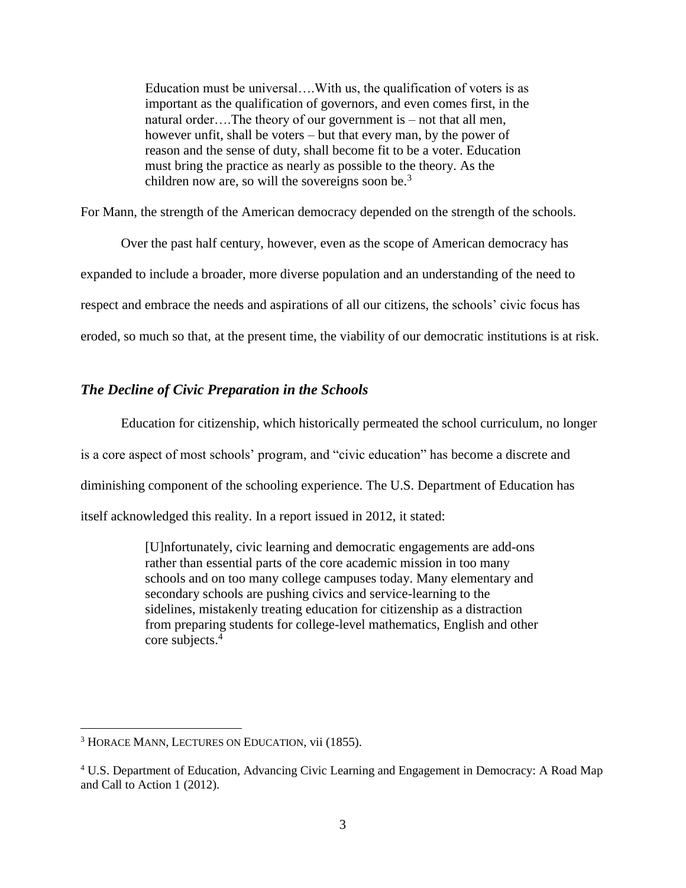> Education must be universal….With us, the qualification of voters is as important as the qualification of governors, and even comes first, in the natural order….The theory of our government is – not that all men, however unfit, shall be voters – but that every man, by the power of reason and the sense of duty, shall become fit to be a voter. Education must bring the practice as nearly as possible to the theory. As the children now are, so will the sovereigns soon be.[3]

For Mann, the strength of the American democracy depended on the strength of the schools.

Over the past half century, however, even as the scope of American democracy has expanded to include a broader, more diverse population and an understanding of the need to respect and embrace the needs and aspirations of all our citizens, the schools' civic focus has eroded, so much so that, at the present time, the viability of our democratic institutions is at risk.

## *The Decline of Civic Preparation in the Schools*

Education for citizenship, which historically permeated the school curriculum, no longer is a core aspect of most schools' program, and "civic education" has become a discrete and diminishing component of the schooling experience. The U.S. Department of Education has itself acknowledged this reality. In a report issued in 2012, it stated:

> [U]nfortunately, civic learning and democratic engagements are add-ons rather than essential parts of the core academic mission in too many schools and on too many college campuses today. Many elementary and secondary schools are pushing civics and service-learning to the sidelines, mistakenly treating education for citizenship as a distraction from preparing students for college-level mathematics, English and other core subjects.[4]

---

[3] HORACE MANN, LECTURES ON EDUCATION, vii (1855).

[4] U.S. Department of Education, Advancing Civic Learning and Engagement in Democracy: A Road Map and Call to Action 1 (2012).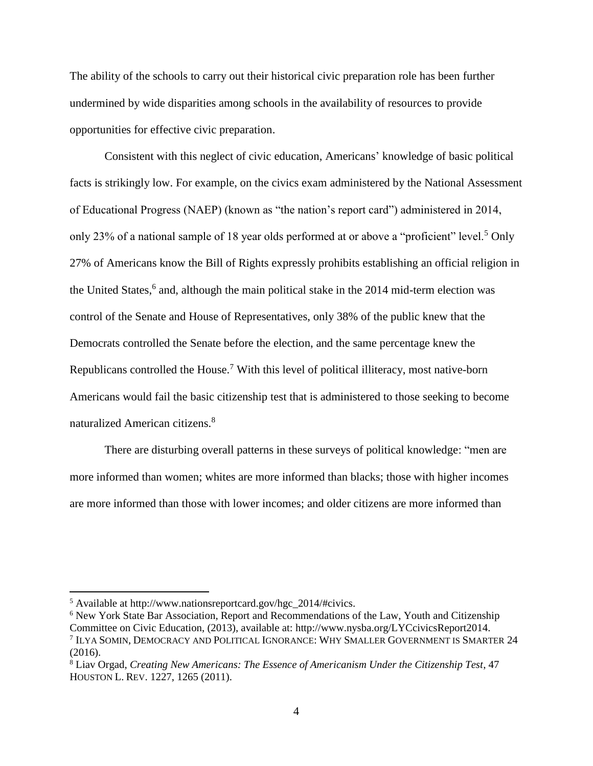The ability of the schools to carry out their historical civic preparation role has been further undermined by wide disparities among schools in the availability of resources to provide opportunities for effective civic preparation.

Consistent with this neglect of civic education, Americans' knowledge of basic political facts is strikingly low. For example, on the civics exam administered by the National Assessment of Educational Progress (NAEP) (known as "the nation's report card") administered in 2014, only 23% of a national sample of 18 year olds performed at or above a "proficient" level.[5] Only 27% of Americans know the Bill of Rights expressly prohibits establishing an official religion in the United States,[6] and, although the main political stake in the 2014 mid-term election was control of the Senate and House of Representatives, only 38% of the public knew that the Democrats controlled the Senate before the election, and the same percentage knew the Republicans controlled the House.[7] With this level of political illiteracy, most native-born Americans would fail the basic citizenship test that is administered to those seeking to become naturalized American citizens.[8]

There are disturbing overall patterns in these surveys of political knowledge: "men are more informed than women; whites are more informed than blacks; those with higher incomes are more informed than those with lower incomes; and older citizens are more informed than

---

[5] Available at http://www.nationsreportcard.gov/hgc_2014/#civics.

[6] New York State Bar Association, Report and Recommendations of the Law, Youth and Citizenship Committee on Civic Education, (2013), available at: http://www.nysba.org/LYCcivicsReport2014.

[7] Ilya Somin, Democracy and Political Ignorance: Why Smaller Government is Smarter 24 (2016).

[8] Liav Orgad, *Creating New Americans: The Essence of Americanism Under the Citizenship Test*, 47 Houston L. Rev. 1227, 1265 (2011).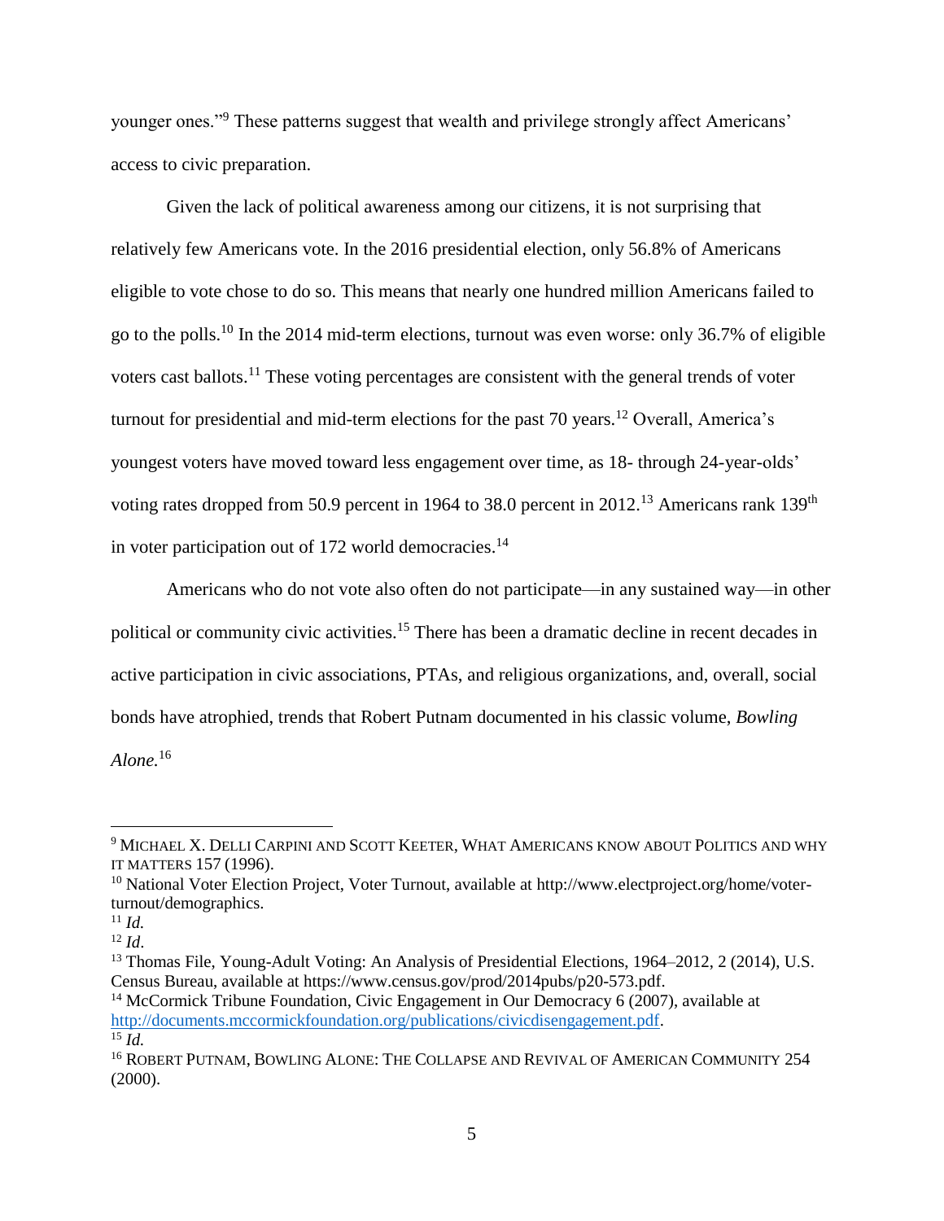younger ones."[9] These patterns suggest that wealth and privilege strongly affect Americans' access to civic preparation.

Given the lack of political awareness among our citizens, it is not surprising that relatively few Americans vote. In the 2016 presidential election, only 56.8% of Americans eligible to vote chose to do so. This means that nearly one hundred million Americans failed to go to the polls.[10] In the 2014 mid-term elections, turnout was even worse: only 36.7% of eligible voters cast ballots.[11] These voting percentages are consistent with the general trends of voter turnout for presidential and mid-term elections for the past 70 years.[12] Overall, America's youngest voters have moved toward less engagement over time, as 18- through 24-year-olds' voting rates dropped from 50.9 percent in 1964 to 38.0 percent in 2012.[13] Americans rank 139th in voter participation out of 172 world democracies.[14]

Americans who do not vote also often do not participate—in any sustained way—in other political or community civic activities.[15] There has been a dramatic decline in recent decades in active participation in civic associations, PTAs, and religious organizations, and, overall, social bonds have atrophied, trends that Robert Putnam documented in his classic volume, *Bowling Alone.*[16]

---

[9] MICHAEL X. DELLI CARPINI AND SCOTT KEETER, WHAT AMERICANS KNOW ABOUT POLITICS AND WHY IT MATTERS 157 (1996).

[10] National Voter Election Project, Voter Turnout, available at http://www.electproject.org/home/voter-turnout/demographics.

[11] *Id.*

[12] *Id*.

[13] Thomas File, Young-Adult Voting: An Analysis of Presidential Elections, 1964–2012, 2 (2014), U.S. Census Bureau, available at https://www.census.gov/prod/2014pubs/p20-573.pdf.

[14] McCormick Tribune Foundation, Civic Engagement in Our Democracy 6 (2007), available at http://documents.mccormickfoundation.org/publications/civicdisengagement.pdf.

[15] *Id.*

[16] ROBERT PUTNAM, BOWLING ALONE: THE COLLAPSE AND REVIVAL OF AMERICAN COMMUNITY 254 (2000).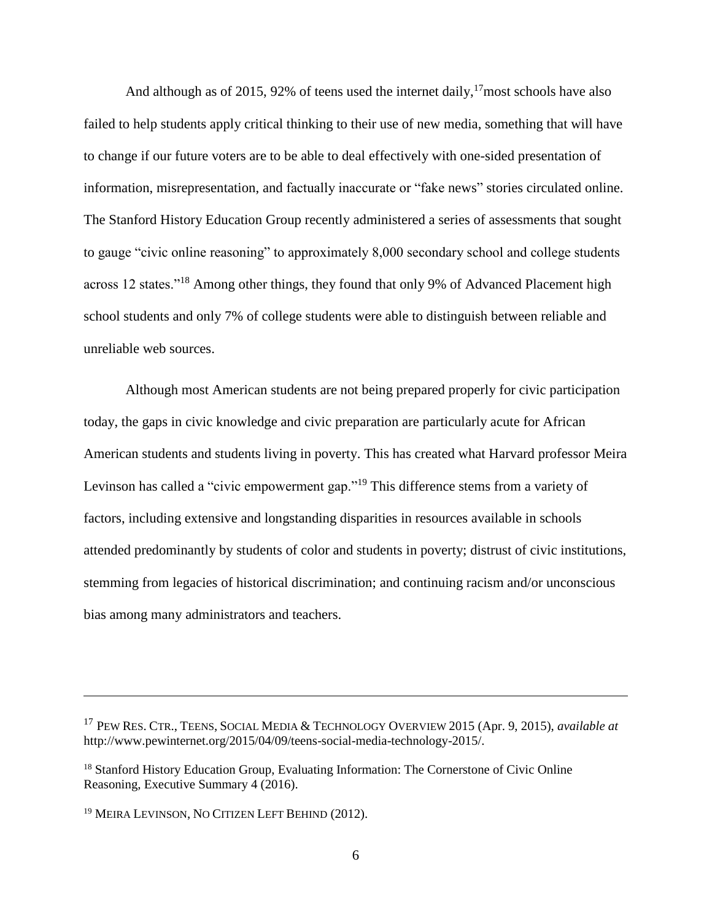And although as of 2015, 92% of teens used the internet daily,[17]most schools have also failed to help students apply critical thinking to their use of new media, something that will have to change if our future voters are to be able to deal effectively with one-sided presentation of information, misrepresentation, and factually inaccurate or "fake news" stories circulated online. The Stanford History Education Group recently administered a series of assessments that sought to gauge "civic online reasoning" to approximately 8,000 secondary school and college students across 12 states."[18] Among other things, they found that only 9% of Advanced Placement high school students and only 7% of college students were able to distinguish between reliable and unreliable web sources.

Although most American students are not being prepared properly for civic participation today, the gaps in civic knowledge and civic preparation are particularly acute for African American students and students living in poverty. This has created what Harvard professor Meira Levinson has called a "civic empowerment gap."[19] This difference stems from a variety of factors, including extensive and longstanding disparities in resources available in schools attended predominantly by students of color and students in poverty; distrust of civic institutions, stemming from legacies of historical discrimination; and continuing racism and/or unconscious bias among many administrators and teachers.

---

[17] PEW RES. CTR., TEENS, SOCIAL MEDIA & TECHNOLOGY OVERVIEW 2015 (Apr. 9, 2015), *available at* http://www.pewinternet.org/2015/04/09/teens-social-media-technology-2015/.

[18] Stanford History Education Group, Evaluating Information: The Cornerstone of Civic Online Reasoning, Executive Summary 4 (2016).

[19] MEIRA LEVINSON, NO CITIZEN LEFT BEHIND (2012).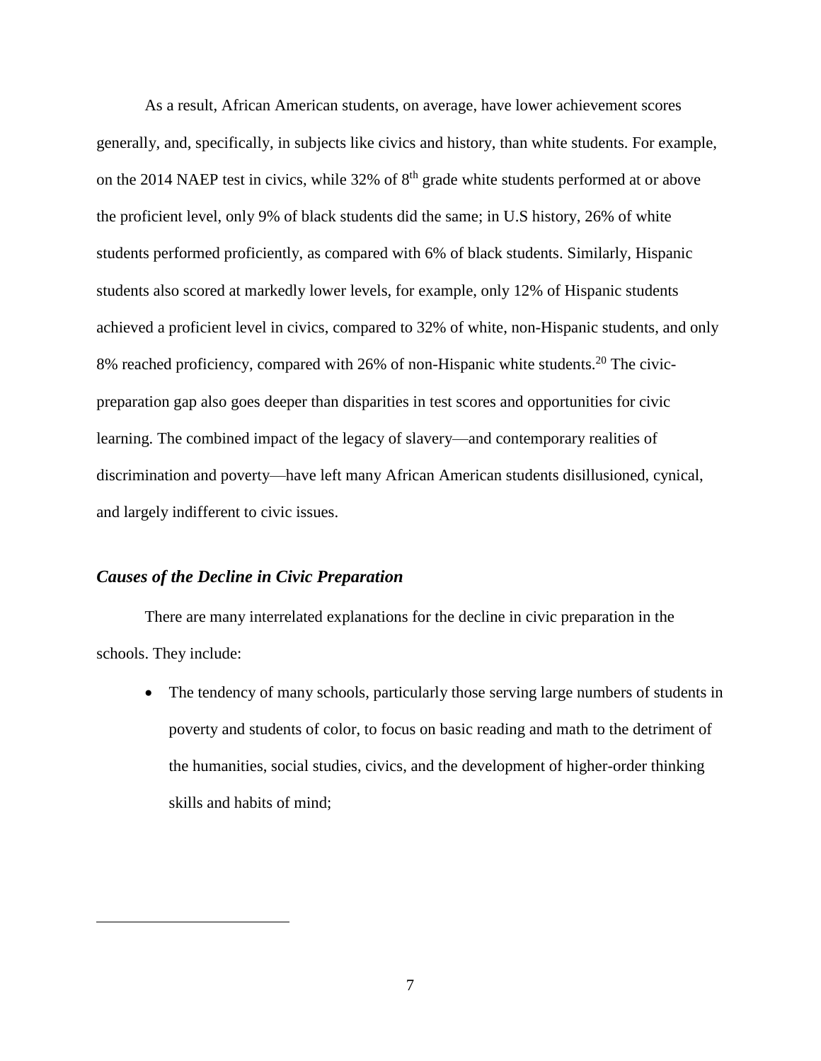As a result, African American students, on average, have lower achievement scores generally, and, specifically, in subjects like civics and history, than white students. For example, on the 2014 NAEP test in civics, while 32% of 8th grade white students performed at or above the proficient level, only 9% of black students did the same; in U.S history, 26% of white students performed proficiently, as compared with 6% of black students. Similarly, Hispanic students also scored at markedly lower levels, for example, only 12% of Hispanic students achieved a proficient level in civics, compared to 32% of white, non-Hispanic students, and only 8% reached proficiency, compared with 26% of non-Hispanic white students.[20] The civic-preparation gap also goes deeper than disparities in test scores and opportunities for civic learning. The combined impact of the legacy of slavery—and contemporary realities of discrimination and poverty—have left many African American students disillusioned, cynical, and largely indifferent to civic issues.

### *Causes of the Decline in Civic Preparation*

There are many interrelated explanations for the decline in civic preparation in the schools. They include:

- The tendency of many schools, particularly those serving large numbers of students in poverty and students of color, to focus on basic reading and math to the detriment of the humanities, social studies, civics, and the development of higher-order thinking skills and habits of mind;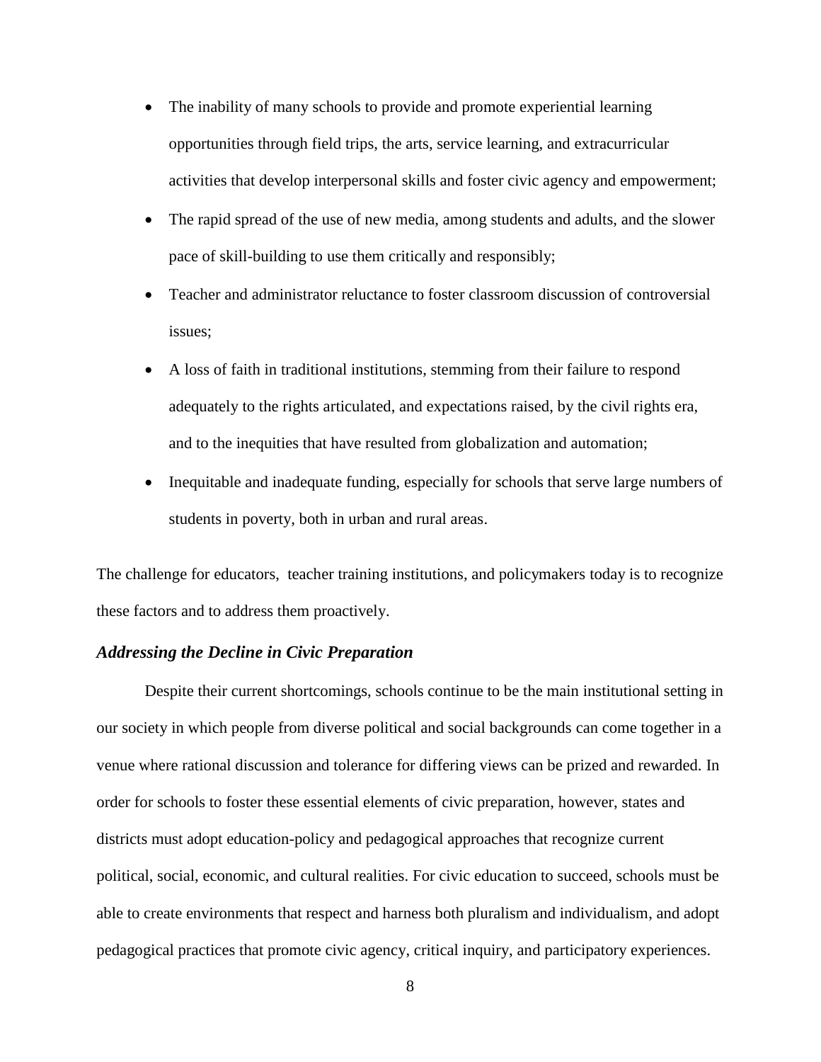- The inability of many schools to provide and promote experiential learning opportunities through field trips, the arts, service learning, and extracurricular activities that develop interpersonal skills and foster civic agency and empowerment;
- The rapid spread of the use of new media, among students and adults, and the slower pace of skill-building to use them critically and responsibly;
- Teacher and administrator reluctance to foster classroom discussion of controversial issues;
- A loss of faith in traditional institutions, stemming from their failure to respond adequately to the rights articulated, and expectations raised, by the civil rights era, and to the inequities that have resulted from globalization and automation;
- Inequitable and inadequate funding, especially for schools that serve large numbers of students in poverty, both in urban and rural areas.

The challenge for educators, teacher training institutions, and policymakers today is to recognize these factors and to address them proactively.

### *Addressing the Decline in Civic Preparation*

Despite their current shortcomings, schools continue to be the main institutional setting in our society in which people from diverse political and social backgrounds can come together in a venue where rational discussion and tolerance for differing views can be prized and rewarded. In order for schools to foster these essential elements of civic preparation, however, states and districts must adopt education-policy and pedagogical approaches that recognize current political, social, economic, and cultural realities. For civic education to succeed, schools must be able to create environments that respect and harness both pluralism and individualism, and adopt pedagogical practices that promote civic agency, critical inquiry, and participatory experiences.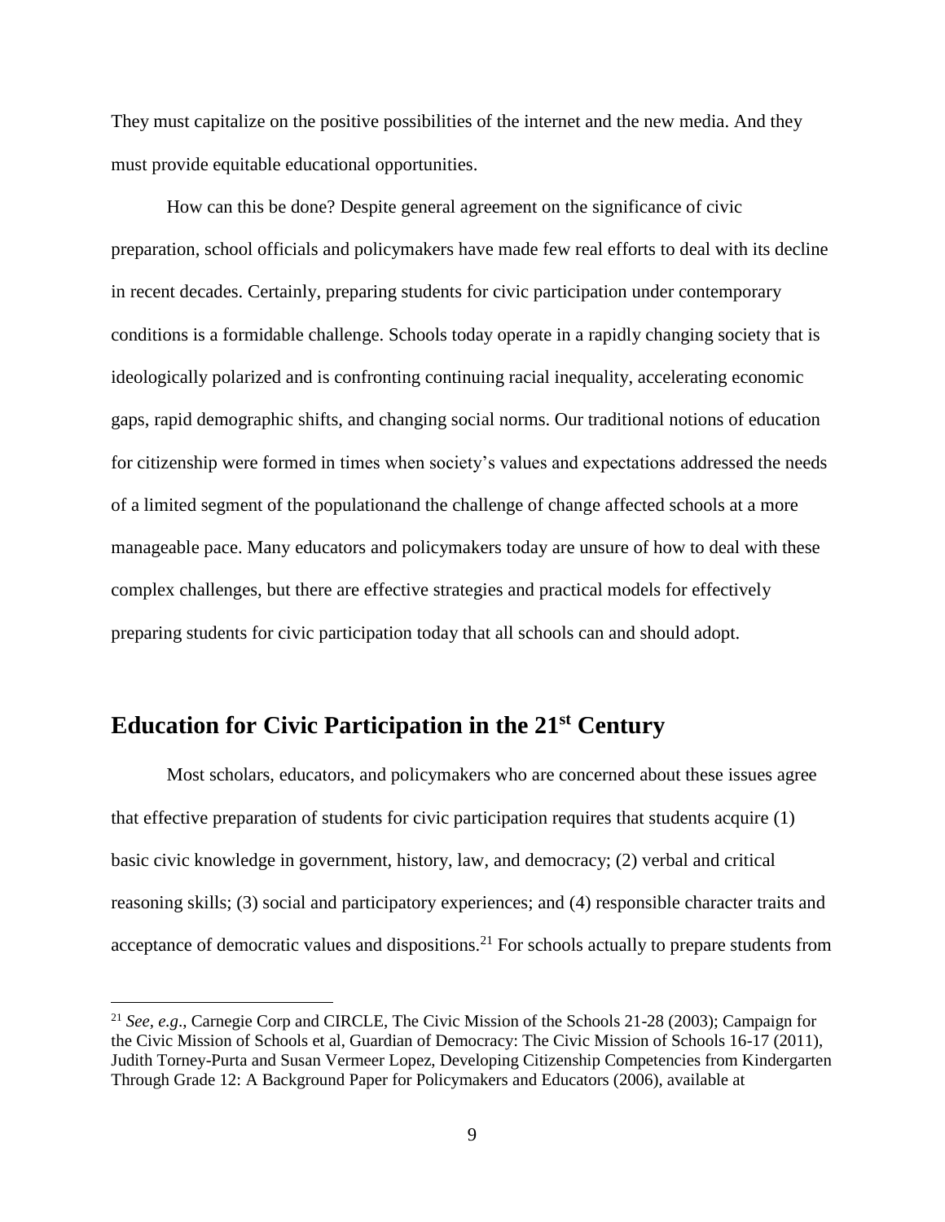They must capitalize on the positive possibilities of the internet and the new media. And they must provide equitable educational opportunities.

How can this be done? Despite general agreement on the significance of civic preparation, school officials and policymakers have made few real efforts to deal with its decline in recent decades. Certainly, preparing students for civic participation under contemporary conditions is a formidable challenge. Schools today operate in a rapidly changing society that is ideologically polarized and is confronting continuing racial inequality, accelerating economic gaps, rapid demographic shifts, and changing social norms. Our traditional notions of education for citizenship were formed in times when society's values and expectations addressed the needs of a limited segment of the populationand the challenge of change affected schools at a more manageable pace. Many educators and policymakers today are unsure of how to deal with these complex challenges, but there are effective strategies and practical models for effectively preparing students for civic participation today that all schools can and should adopt.

## Education for Civic Participation in the 21st Century

Most scholars, educators, and policymakers who are concerned about these issues agree that effective preparation of students for civic participation requires that students acquire (1) basic civic knowledge in government, history, law, and democracy; (2) verbal and critical reasoning skills; (3) social and participatory experiences; and (4) responsible character traits and acceptance of democratic values and dispositions.[21] For schools actually to prepare students from

[21] *See*, *e.g*., Carnegie Corp and CIRCLE, The Civic Mission of the Schools 21-28 (2003); Campaign for the Civic Mission of Schools et al, Guardian of Democracy: The Civic Mission of Schools 16-17 (2011), Judith Torney-Purta and Susan Vermeer Lopez, Developing Citizenship Competencies from Kindergarten Through Grade 12: A Background Paper for Policymakers and Educators (2006), available at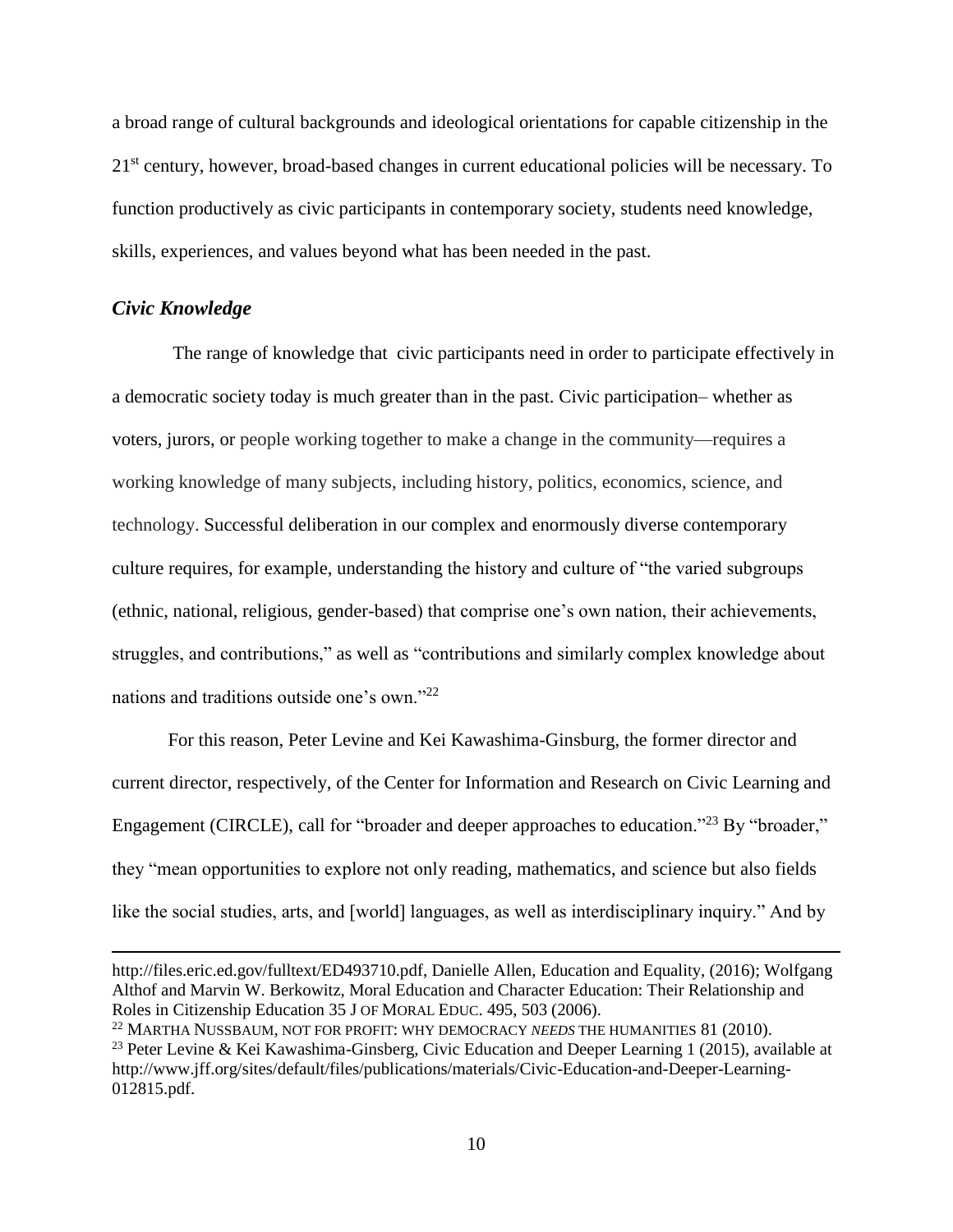a broad range of cultural backgrounds and ideological orientations for capable citizenship in the 21st century, however, broad-based changes in current educational policies will be necessary. To function productively as civic participants in contemporary society, students need knowledge, skills, experiences, and values beyond what has been needed in the past.

### *Civic Knowledge*

The range of knowledge that civic participants need in order to participate effectively in a democratic society today is much greater than in the past. Civic participation– whether as voters, jurors, or people working together to make a change in the community—requires a working knowledge of many subjects, including history, politics, economics, science, and technology. Successful deliberation in our complex and enormously diverse contemporary culture requires, for example, understanding the history and culture of "the varied subgroups (ethnic, national, religious, gender-based) that comprise one's own nation, their achievements, struggles, and contributions," as well as "contributions and similarly complex knowledge about nations and traditions outside one's own."[22]

For this reason, Peter Levine and Kei Kawashima-Ginsburg, the former director and current director, respectively, of the Center for Information and Research on Civic Learning and Engagement (CIRCLE), call for "broader and deeper approaches to education."[23] By "broader," they "mean opportunities to explore not only reading, mathematics, and science but also fields like the social studies, arts, and [world] languages, as well as interdisciplinary inquiry." And by

---

http://files.eric.ed.gov/fulltext/ED493710.pdf, Danielle Allen, Education and Equality, (2016); Wolfgang Althof and Marvin W. Berkowitz, Moral Education and Character Education: Their Relationship and Roles in Citizenship Education 35 J OF MORAL EDUC. 495, 503 (2006).

[22] MARTHA NUSSBAUM, NOT FOR PROFIT: WHY DEMOCRACY *NEEDS* THE HUMANITIES 81 (2010).

[23] Peter Levine & Kei Kawashima-Ginsberg, Civic Education and Deeper Learning 1 (2015), available at http://www.jff.org/sites/default/files/publications/materials/Civic-Education-and-Deeper-Learning-012815.pdf.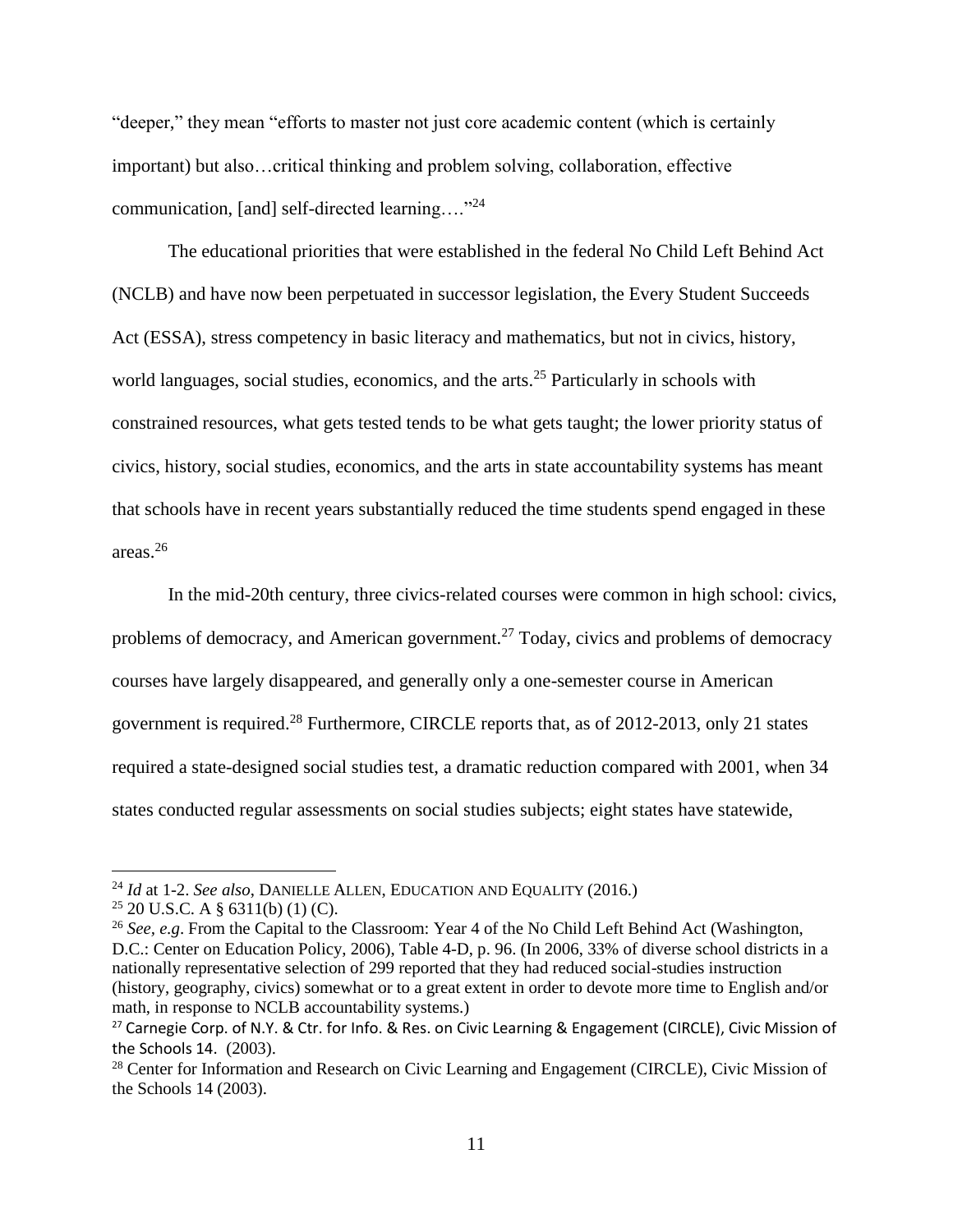"deeper," they mean "efforts to master not just core academic content (which is certainly important) but also…critical thinking and problem solving, collaboration, effective communication, [and] self-directed learning…."[24]

The educational priorities that were established in the federal No Child Left Behind Act (NCLB) and have now been perpetuated in successor legislation, the Every Student Succeeds Act (ESSA), stress competency in basic literacy and mathematics, but not in civics, history, world languages, social studies, economics, and the arts.[25] Particularly in schools with constrained resources, what gets tested tends to be what gets taught; the lower priority status of civics, history, social studies, economics, and the arts in state accountability systems has meant that schools have in recent years substantially reduced the time students spend engaged in these areas.[26]

In the mid-20th century, three civics-related courses were common in high school: civics, problems of democracy, and American government.[27] Today, civics and problems of democracy courses have largely disappeared, and generally only a one-semester course in American government is required.[28] Furthermore, CIRCLE reports that, as of 2012-2013, only 21 states required a state-designed social studies test, a dramatic reduction compared with 2001, when 34 states conducted regular assessments on social studies subjects; eight states have statewide,

---

[24] *Id* at 1-2. *See also,* DANIELLE ALLEN, EDUCATION AND EQUALITY (2016.)

[25] 20 U.S.C. A § 6311(b) (1) (C).

[26] *See, e.g*. From the Capital to the Classroom: Year 4 of the No Child Left Behind Act (Washington, D.C.: Center on Education Policy, 2006), Table 4-D, p. 96. (In 2006, 33% of diverse school districts in a nationally representative selection of 299 reported that they had reduced social-studies instruction (history, geography, civics) somewhat or to a great extent in order to devote more time to English and/or math, in response to NCLB accountability systems.)

[27] Carnegie Corp. of N.Y. & Ctr. for Info. & Res. on Civic Learning & Engagement (CIRCLE), Civic Mission of the Schools 14. (2003).

[28] Center for Information and Research on Civic Learning and Engagement (CIRCLE), Civic Mission of the Schools 14 (2003).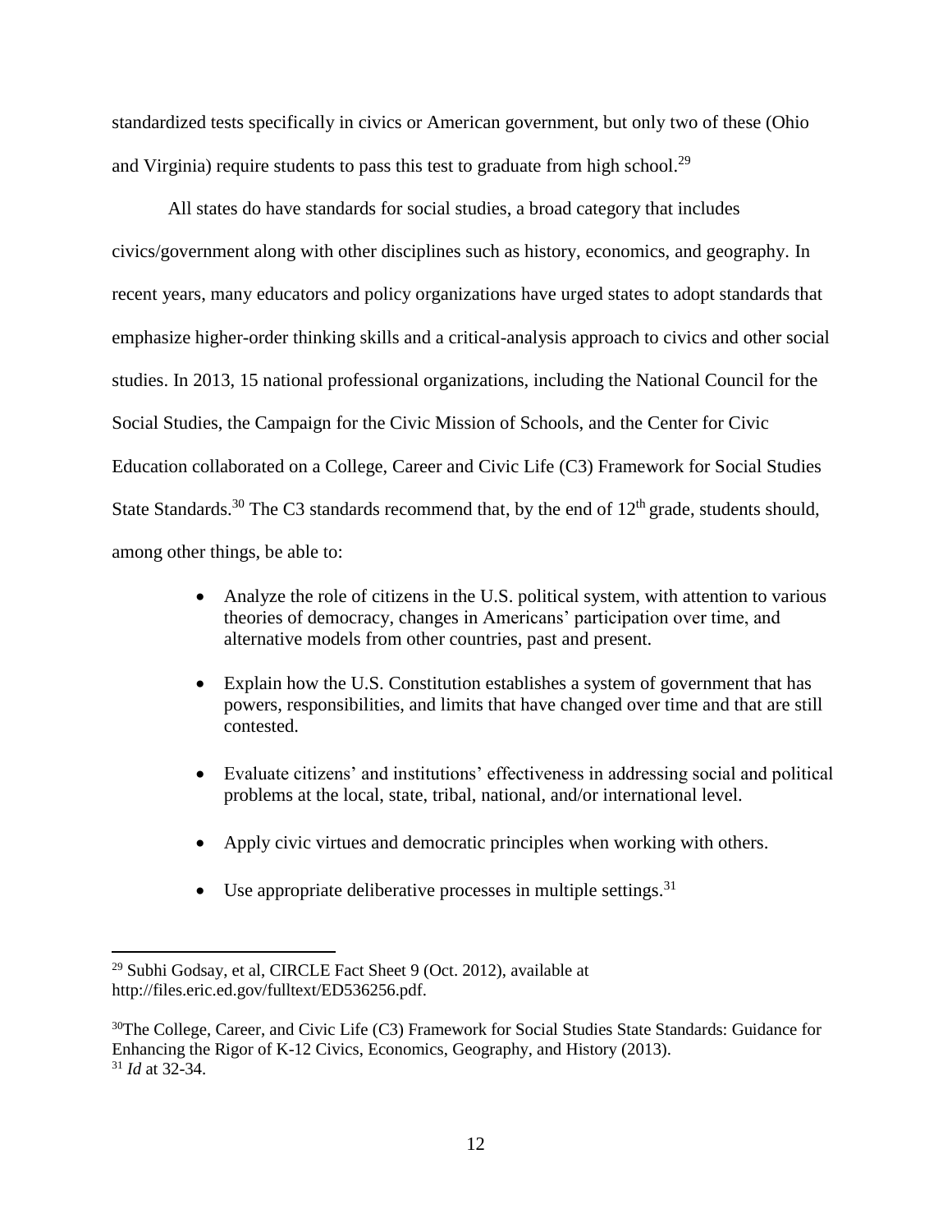standardized tests specifically in civics or American government, but only two of these (Ohio and Virginia) require students to pass this test to graduate from high school.[29]

All states do have standards for social studies, a broad category that includes civics/government along with other disciplines such as history, economics, and geography. In recent years, many educators and policy organizations have urged states to adopt standards that emphasize higher-order thinking skills and a critical-analysis approach to civics and other social studies. In 2013, 15 national professional organizations, including the National Council for the Social Studies, the Campaign for the Civic Mission of Schools, and the Center for Civic Education collaborated on a College, Career and Civic Life (C3) Framework for Social Studies State Standards.[30] The C3 standards recommend that, by the end of 12th grade, students should, among other things, be able to:

- Analyze the role of citizens in the U.S. political system, with attention to various theories of democracy, changes in Americans' participation over time, and alternative models from other countries, past and present.
- Explain how the U.S. Constitution establishes a system of government that has powers, responsibilities, and limits that have changed over time and that are still contested.
- Evaluate citizens' and institutions' effectiveness in addressing social and political problems at the local, state, tribal, national, and/or international level.
- Apply civic virtues and democratic principles when working with others.
- Use appropriate deliberative processes in multiple settings.[31]

---

[29] Subhi Godsay, et al, CIRCLE Fact Sheet 9 (Oct. 2012), available at http://files.eric.ed.gov/fulltext/ED536256.pdf.

[30] The College, Career, and Civic Life (C3) Framework for Social Studies State Standards: Guidance for Enhancing the Rigor of K-12 Civics, Economics, Geography, and History (2013).

[31] *Id* at 32-34.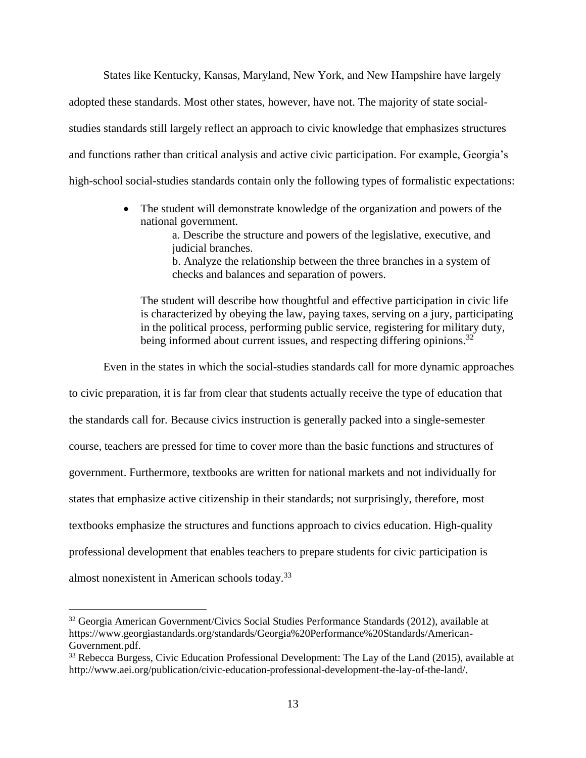States like Kentucky, Kansas, Maryland, New York, and New Hampshire have largely adopted these standards. Most other states, however, have not. The majority of state social-studies standards still largely reflect an approach to civic knowledge that emphasizes structures and functions rather than critical analysis and active civic participation. For example, Georgia's high-school social-studies standards contain only the following types of formalistic expectations:

> - The student will demonstrate knowledge of the organization and powers of the national government.
>     a. Describe the structure and powers of the legislative, executive, and judicial branches.
>     b. Analyze the relationship between the three branches in a system of checks and balances and separation of powers.
>
> The student will describe how thoughtful and effective participation in civic life is characterized by obeying the law, paying taxes, serving on a jury, participating in the political process, performing public service, registering for military duty, being informed about current issues, and respecting differing opinions.[32]

Even in the states in which the social-studies standards call for more dynamic approaches to civic preparation, it is far from clear that students actually receive the type of education that the standards call for. Because civics instruction is generally packed into a single-semester course, teachers are pressed for time to cover more than the basic functions and structures of government. Furthermore, textbooks are written for national markets and not individually for states that emphasize active citizenship in their standards; not surprisingly, therefore, most textbooks emphasize the structures and functions approach to civics education. High-quality professional development that enables teachers to prepare students for civic participation is almost nonexistent in American schools today.[33]

---

[32] Georgia American Government/Civics Social Studies Performance Standards (2012), available at https://www.georgiastandards.org/standards/Georgia%20Performance%20Standards/American-Government.pdf.

[33] Rebecca Burgess, Civic Education Professional Development: The Lay of the Land (2015), available at http://www.aei.org/publication/civic-education-professional-development-the-lay-of-the-land/.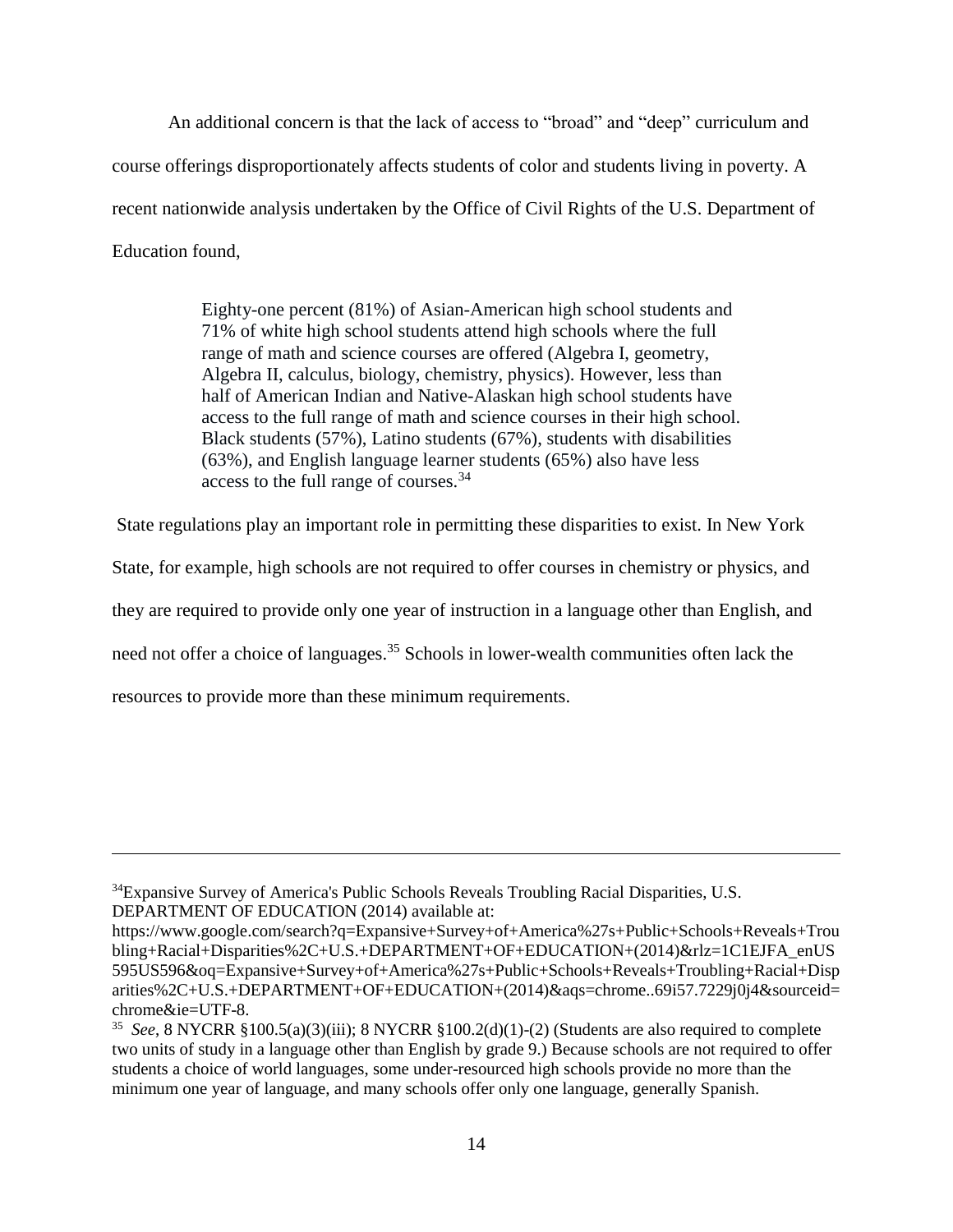An additional concern is that the lack of access to "broad" and "deep" curriculum and course offerings disproportionately affects students of color and students living in poverty. A recent nationwide analysis undertaken by the Office of Civil Rights of the U.S. Department of Education found,

> Eighty-one percent (81%) of Asian-American high school students and 71% of white high school students attend high schools where the full range of math and science courses are offered (Algebra I, geometry, Algebra II, calculus, biology, chemistry, physics). However, less than half of American Indian and Native-Alaskan high school students have access to the full range of math and science courses in their high school. Black students (57%), Latino students (67%), students with disabilities (63%), and English language learner students (65%) also have less access to the full range of courses.[34]

State regulations play an important role in permitting these disparities to exist. In New York State, for example, high schools are not required to offer courses in chemistry or physics, and they are required to provide only one year of instruction in a language other than English, and need not offer a choice of languages.[35] Schools in lower-wealth communities often lack the resources to provide more than these minimum requirements.

---

[34] Expansive Survey of America's Public Schools Reveals Troubling Racial Disparities, U.S. DEPARTMENT OF EDUCATION (2014) available at: https://www.google.com/search?q=Expansive+Survey+of+America%27s+Public+Schools+Reveals+Troubling+Racial+Disparities%2C+U.S.+DEPARTMENT+OF+EDUCATION+(2014)&rlz=1C1EJFA_enUS595US596&oq=Expansive+Survey+of+America%27s+Public+Schools+Reveals+Troubling+Racial+Disparities%2C+U.S.+DEPARTMENT+OF+EDUCATION+(2014)&aqs=chrome..69i57.7229j0j4&sourceid=chrome&ie=UTF-8.

[35] *See*, 8 NYCRR §100.5(a)(3)(iii); 8 NYCRR §100.2(d)(1)-(2) (Students are also required to complete two units of study in a language other than English by grade 9.) Because schools are not required to offer students a choice of world languages, some under-resourced high schools provide no more than the minimum one year of language, and many schools offer only one language, generally Spanish.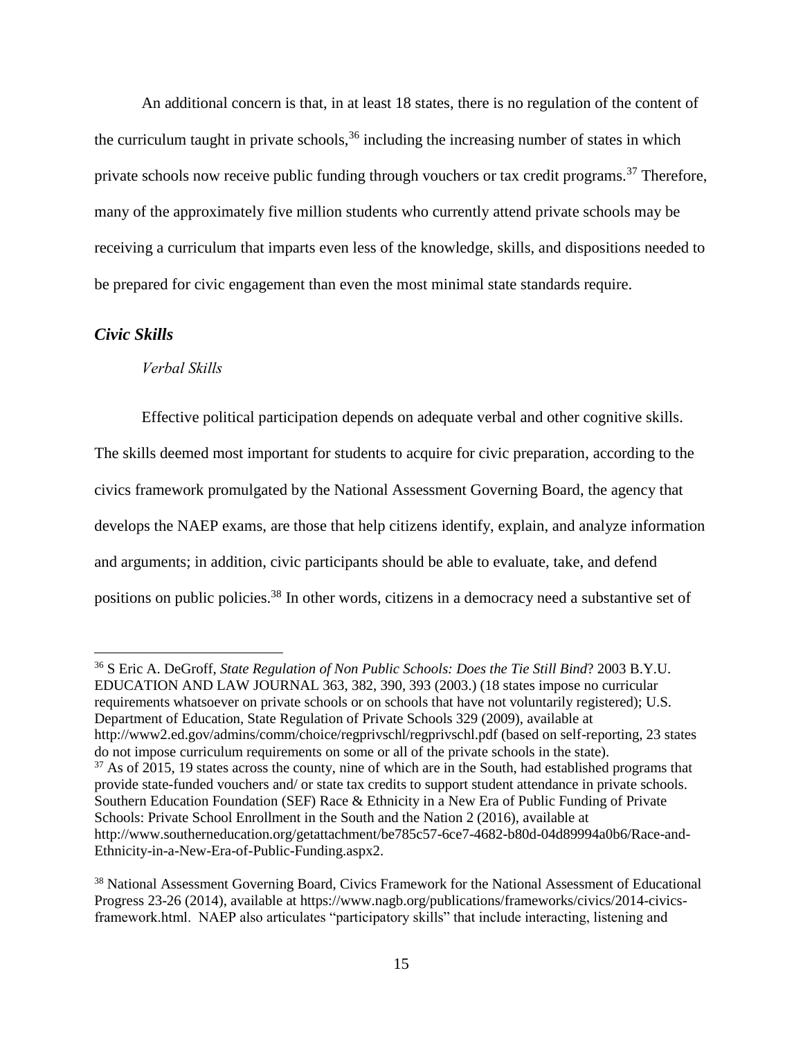An additional concern is that, in at least 18 states, there is no regulation of the content of the curriculum taught in private schools,[36] including the increasing number of states in which private schools now receive public funding through vouchers or tax credit programs.[37] Therefore, many of the approximately five million students who currently attend private schools may be receiving a curriculum that imparts even less of the knowledge, skills, and dispositions needed to be prepared for civic engagement than even the most minimal state standards require.

### *Civic Skills*

#### *Verbal Skills*

Effective political participation depends on adequate verbal and other cognitive skills. The skills deemed most important for students to acquire for civic preparation, according to the civics framework promulgated by the National Assessment Governing Board, the agency that develops the NAEP exams, are those that help citizens identify, explain, and analyze information and arguments; in addition, civic participants should be able to evaluate, take, and defend positions on public policies.[38] In other words, citizens in a democracy need a substantive set of

---

[36] S Eric A. DeGroff, *State Regulation of Non Public Schools: Does the Tie Still Bind*? 2003 B.Y.U. EDUCATION AND LAW JOURNAL 363, 382, 390, 393 (2003.) (18 states impose no curricular requirements whatsoever on private schools or on schools that have not voluntarily registered); U.S. Department of Education, State Regulation of Private Schools 329 (2009), available at http://www2.ed.gov/admins/comm/choice/regprivschl/regprivschl.pdf (based on self-reporting, 23 states do not impose curriculum requirements on some or all of the private schools in the state).

[37] As of 2015, 19 states across the county, nine of which are in the South, had established programs that provide state-funded vouchers and/ or state tax credits to support student attendance in private schools. Southern Education Foundation (SEF) Race & Ethnicity in a New Era of Public Funding of Private Schools: Private School Enrollment in the South and the Nation 2 (2016), available at http://www.southerneducation.org/getattachment/be785c57-6ce7-4682-b80d-04d89994a0b6/Race-and-Ethnicity-in-a-New-Era-of-Public-Funding.aspx2.

[38] National Assessment Governing Board, Civics Framework for the National Assessment of Educational Progress 23-26 (2014), available at https://www.nagb.org/publications/frameworks/civics/2014-civics-framework.html. NAEP also articulates "participatory skills" that include interacting, listening and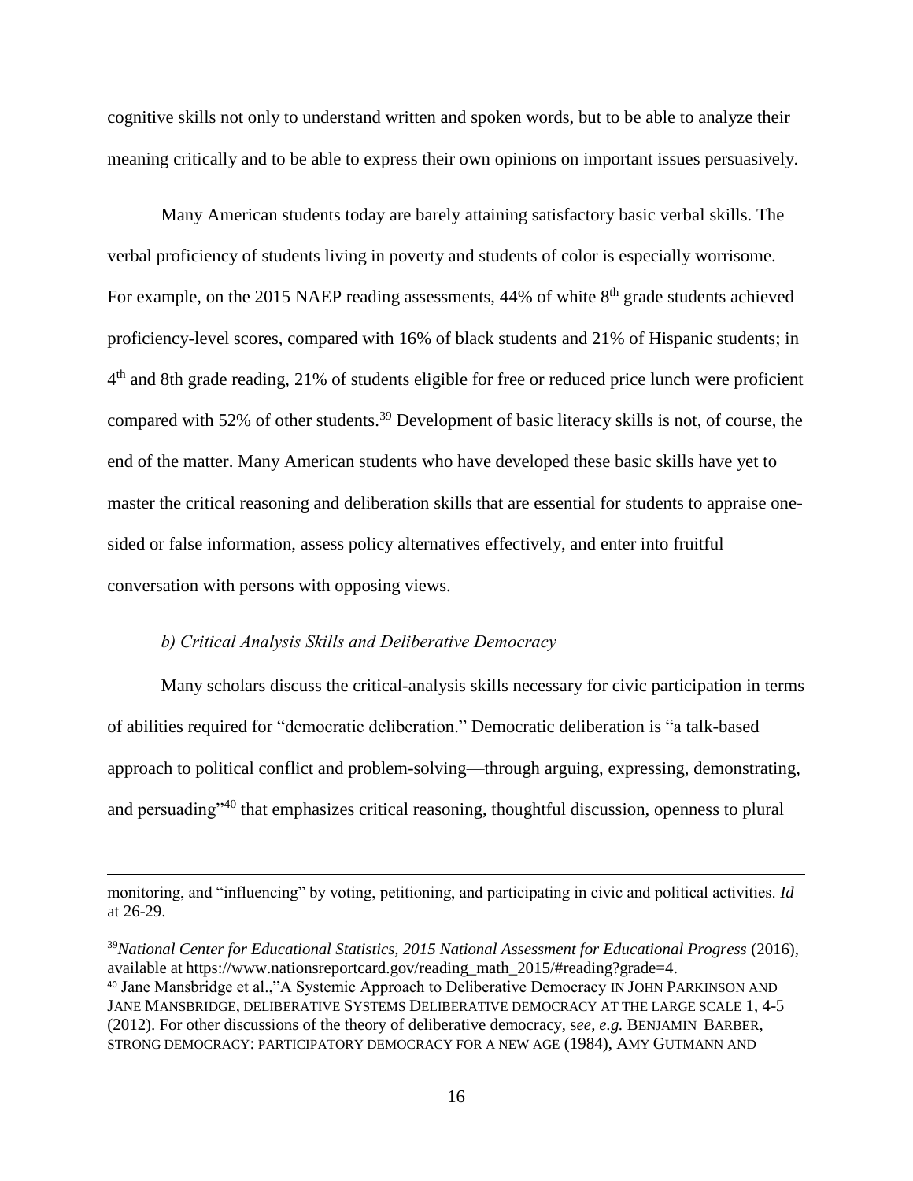cognitive skills not only to understand written and spoken words, but to be able to analyze their meaning critically and to be able to express their own opinions on important issues persuasively.

Many American students today are barely attaining satisfactory basic verbal skills. The verbal proficiency of students living in poverty and students of color is especially worrisome. For example, on the 2015 NAEP reading assessments, 44% of white 8th grade students achieved proficiency-level scores, compared with 16% of black students and 21% of Hispanic students; in 4th and 8th grade reading, 21% of students eligible for free or reduced price lunch were proficient compared with 52% of other students.[39] Development of basic literacy skills is not, of course, the end of the matter. Many American students who have developed these basic skills have yet to master the critical reasoning and deliberation skills that are essential for students to appraise one-sided or false information, assess policy alternatives effectively, and enter into fruitful conversation with persons with opposing views.

### *b) Critical Analysis Skills and Deliberative Democracy*

Many scholars discuss the critical-analysis skills necessary for civic participation in terms of abilities required for "democratic deliberation." Democratic deliberation is "a talk-based approach to political conflict and problem-solving—through arguing, expressing, demonstrating, and persuading"[40] that emphasizes critical reasoning, thoughtful discussion, openness to plural

---

monitoring, and "influencing" by voting, petitioning, and participating in civic and political activities. *Id* at 26-29.

[39] *National Center for Educational Statistics, 2015 National Assessment for Educational Progress* (2016), available at https://www.nationsreportcard.gov/reading_math_2015/#reading?grade=4.

[40] Jane Mansbridge et al.,"A Systemic Approach to Deliberative Democracy IN JOHN PARKINSON AND JANE MANSBRIDGE, DELIBERATIVE SYSTEMS DELIBERATIVE DEMOCRACY AT THE LARGE SCALE 1, 4-5 (2012). For other discussions of the theory of deliberative democracy, s*ee, e.g.* BENJAMIN BARBER, STRONG DEMOCRACY: PARTICIPATORY DEMOCRACY FOR A NEW AGE (1984), AMY GUTMANN AND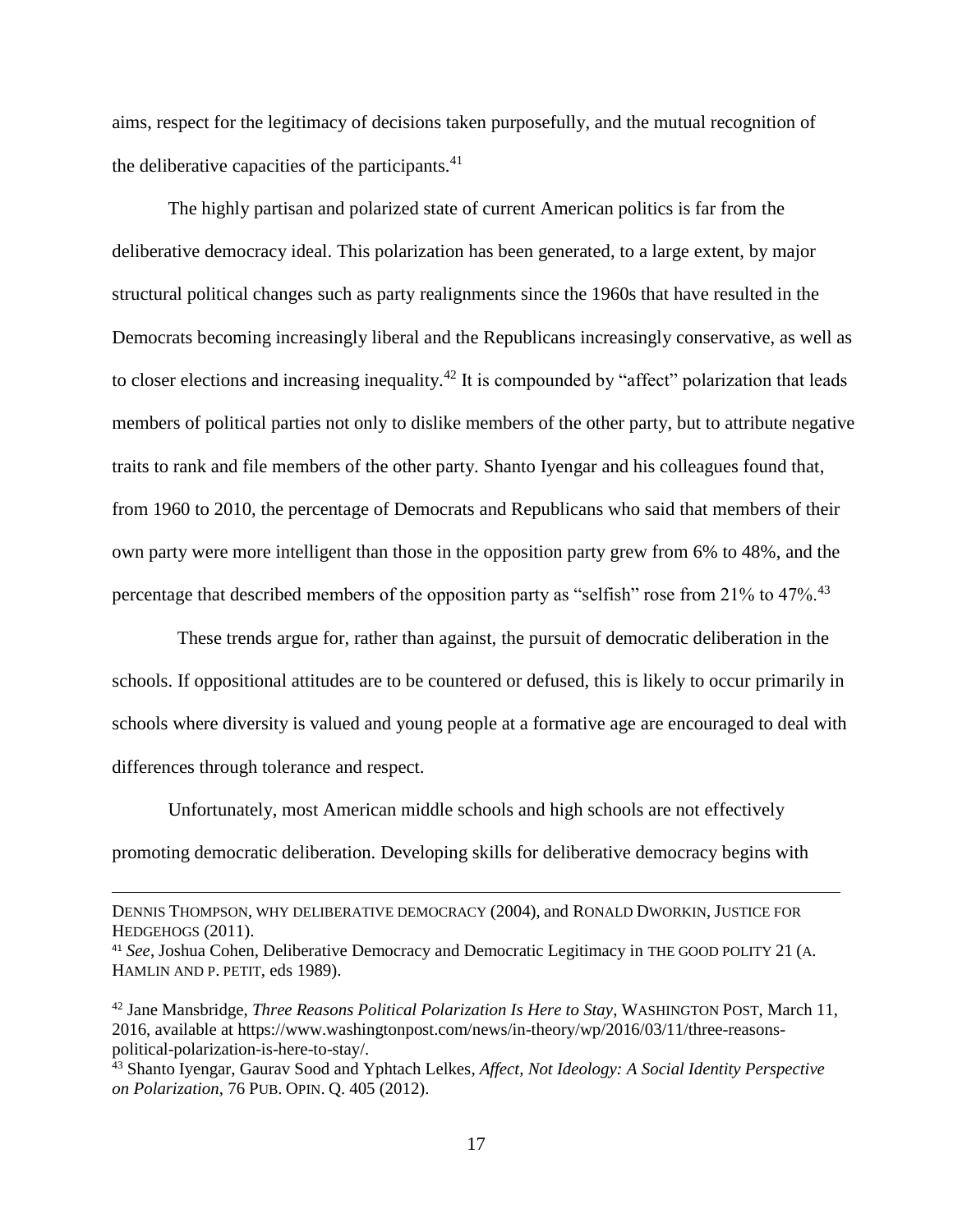aims, respect for the legitimacy of decisions taken purposefully, and the mutual recognition of the deliberative capacities of the participants.[41]

The highly partisan and polarized state of current American politics is far from the deliberative democracy ideal. This polarization has been generated, to a large extent, by major structural political changes such as party realignments since the 1960s that have resulted in the Democrats becoming increasingly liberal and the Republicans increasingly conservative, as well as to closer elections and increasing inequality.[42] It is compounded by "affect" polarization that leads members of political parties not only to dislike members of the other party, but to attribute negative traits to rank and file members of the other party. Shanto Iyengar and his colleagues found that, from 1960 to 2010, the percentage of Democrats and Republicans who said that members of their own party were more intelligent than those in the opposition party grew from 6% to 48%, and the percentage that described members of the opposition party as "selfish" rose from 21% to 47%.[43]

These trends argue for, rather than against, the pursuit of democratic deliberation in the schools. If oppositional attitudes are to be countered or defused, this is likely to occur primarily in schools where diversity is valued and young people at a formative age are encouraged to deal with differences through tolerance and respect.

Unfortunately, most American middle schools and high schools are not effectively promoting democratic deliberation. Developing skills for deliberative democracy begins with

---

DENNIS THOMPSON, WHY DELIBERATIVE DEMOCRACY (2004), and RONALD DWORKIN, JUSTICE FOR HEDGEHOGS (2011).

[41] *See*, Joshua Cohen, Deliberative Democracy and Democratic Legitimacy in THE GOOD POLITY 21 (A. HAMLIN AND P. PETIT, eds 1989).

[42] Jane Mansbridge, *Three Reasons Political Polarization Is Here to Stay*, WASHINGTON POST, March 11, 2016, available at https://www.washingtonpost.com/news/in-theory/wp/2016/03/11/three-reasons-political-polarization-is-here-to-stay/.

[43] Shanto Iyengar, Gaurav Sood and Yphtach Lelkes, *Affect, Not Ideology: A Social Identity Perspective on Polarization*, 76 PUB. OPIN. Q. 405 (2012).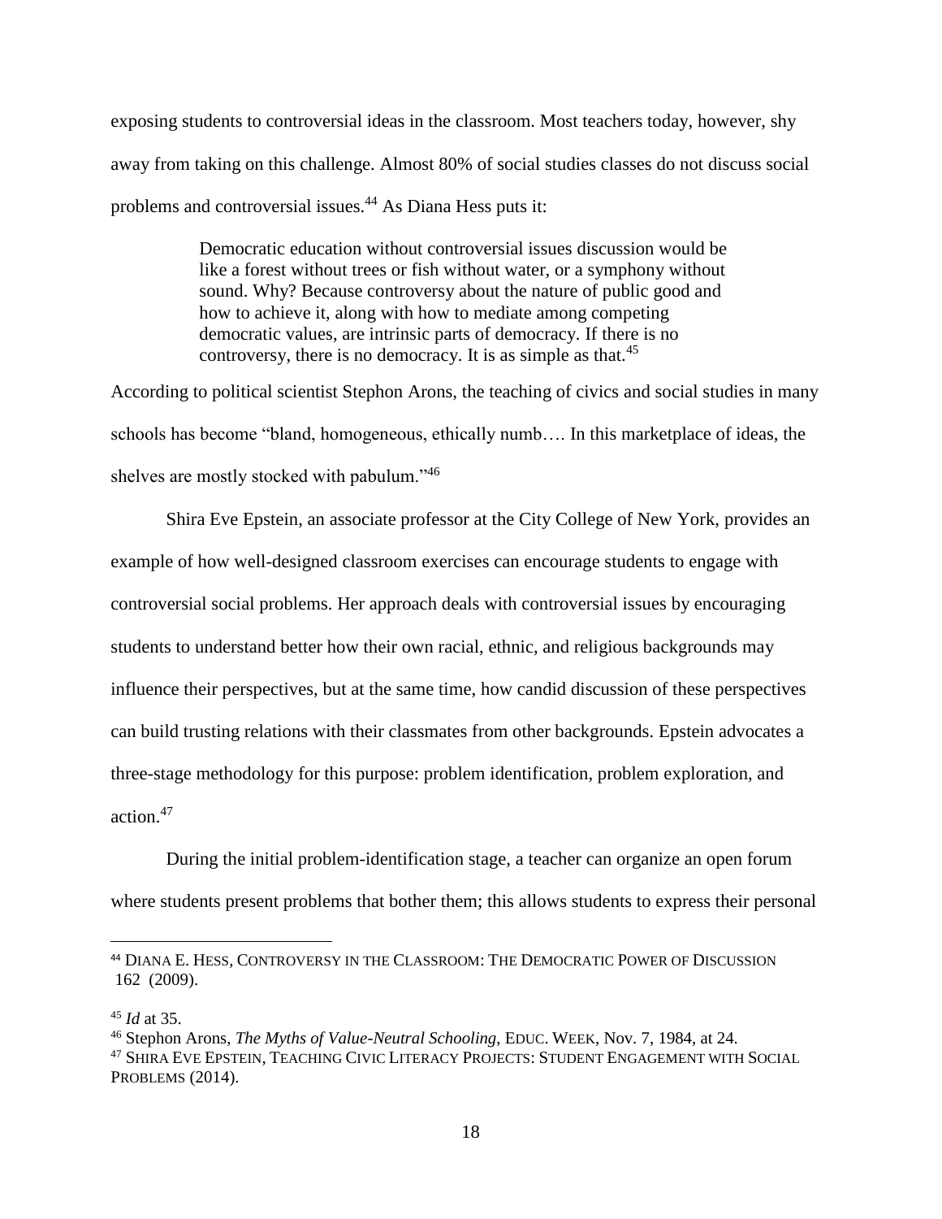exposing students to controversial ideas in the classroom. Most teachers today, however, shy away from taking on this challenge. Almost 80% of social studies classes do not discuss social problems and controversial issues.[44] As Diana Hess puts it:

> Democratic education without controversial issues discussion would be like a forest without trees or fish without water, or a symphony without sound. Why? Because controversy about the nature of public good and how to achieve it, along with how to mediate among competing democratic values, are intrinsic parts of democracy. If there is no controversy, there is no democracy. It is as simple as that.[45]

According to political scientist Stephon Arons, the teaching of civics and social studies in many schools has become "bland, homogeneous, ethically numb…. In this marketplace of ideas, the shelves are mostly stocked with pabulum."[46]

Shira Eve Epstein, an associate professor at the City College of New York, provides an example of how well-designed classroom exercises can encourage students to engage with controversial social problems. Her approach deals with controversial issues by encouraging students to understand better how their own racial, ethnic, and religious backgrounds may influence their perspectives, but at the same time, how candid discussion of these perspectives can build trusting relations with their classmates from other backgrounds. Epstein advocates a three-stage methodology for this purpose: problem identification, problem exploration, and action.[47]

During the initial problem-identification stage, a teacher can organize an open forum where students present problems that bother them; this allows students to express their personal

---

[44] DIANA E. HESS, CONTROVERSY IN THE CLASSROOM: THE DEMOCRATIC POWER OF DISCUSSION 162 (2009).

[45] *Id* at 35.

[46] Stephon Arons, *The Myths of Value-Neutral Schooling*, EDUC. WEEK, Nov. 7, 1984, at 24.

[47] SHIRA EVE EPSTEIN, TEACHING CIVIC LITERACY PROJECTS: STUDENT ENGAGEMENT WITH SOCIAL PROBLEMS (2014).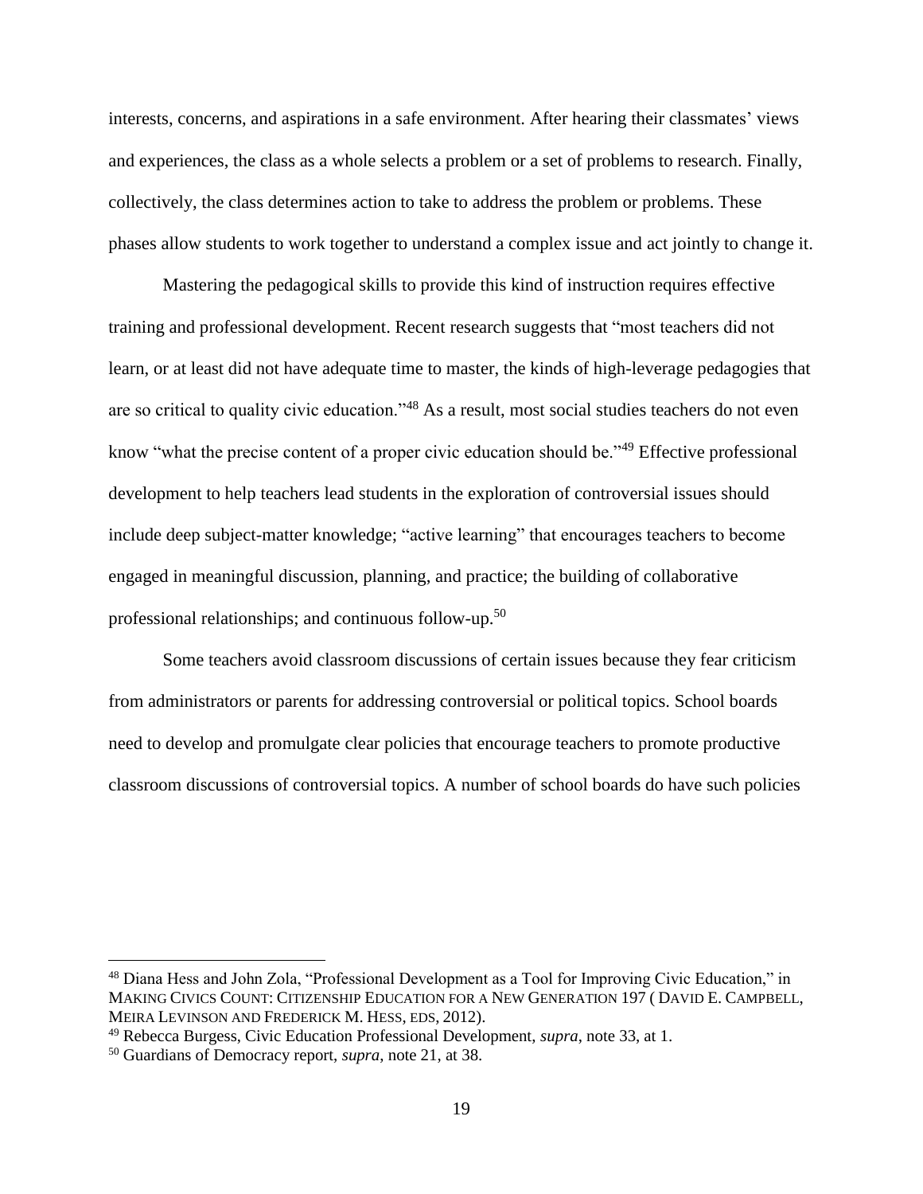interests, concerns, and aspirations in a safe environment. After hearing their classmates' views and experiences, the class as a whole selects a problem or a set of problems to research. Finally, collectively, the class determines action to take to address the problem or problems. These phases allow students to work together to understand a complex issue and act jointly to change it.

Mastering the pedagogical skills to provide this kind of instruction requires effective training and professional development. Recent research suggests that "most teachers did not learn, or at least did not have adequate time to master, the kinds of high-leverage pedagogies that are so critical to quality civic education."[48] As a result, most social studies teachers do not even know "what the precise content of a proper civic education should be."[49] Effective professional development to help teachers lead students in the exploration of controversial issues should include deep subject-matter knowledge; "active learning" that encourages teachers to become engaged in meaningful discussion, planning, and practice; the building of collaborative professional relationships; and continuous follow-up.[50]

Some teachers avoid classroom discussions of certain issues because they fear criticism from administrators or parents for addressing controversial or political topics. School boards need to develop and promulgate clear policies that encourage teachers to promote productive classroom discussions of controversial topics. A number of school boards do have such policies

---

[48] Diana Hess and John Zola, "Professional Development as a Tool for Improving Civic Education," in MAKING CIVICS COUNT: CITIZENSHIP EDUCATION FOR A NEW GENERATION 197 ( DAVID E. CAMPBELL, MEIRA LEVINSON AND FREDERICK M. HESS, EDS, 2012).

[49] Rebecca Burgess, Civic Education Professional Development, *supra*, note 33, at 1.

[50] Guardians of Democracy report, *supra*, note 21, at 38.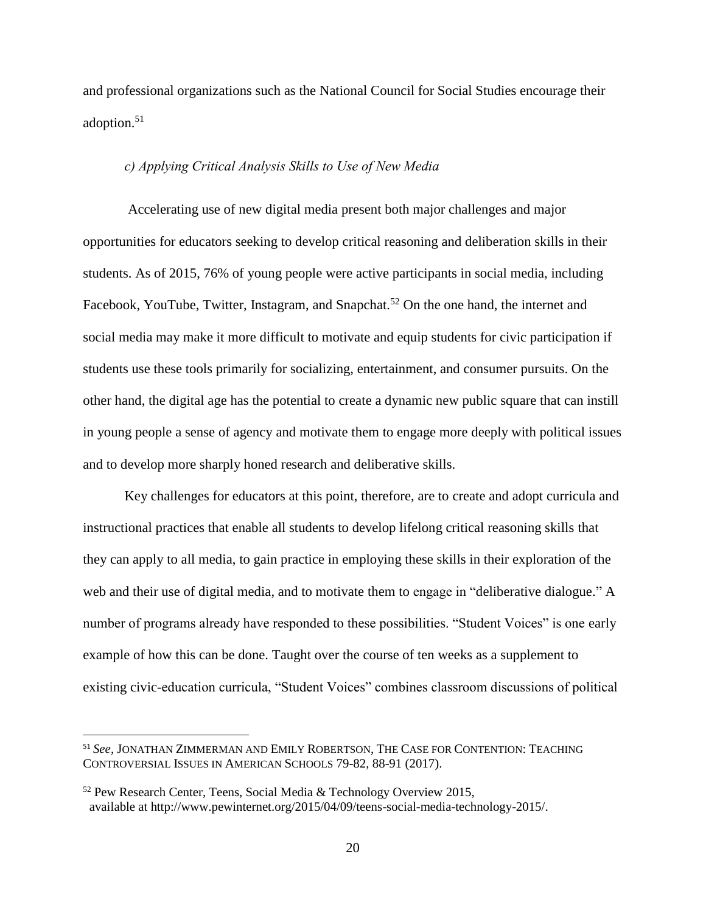and professional organizations such as the National Council for Social Studies encourage their adoption.[51]

### *c) Applying Critical Analysis Skills to Use of New Media*

Accelerating use of new digital media present both major challenges and major opportunities for educators seeking to develop critical reasoning and deliberation skills in their students. As of 2015, 76% of young people were active participants in social media, including Facebook, YouTube, Twitter, Instagram, and Snapchat.[52] On the one hand, the internet and social media may make it more difficult to motivate and equip students for civic participation if students use these tools primarily for socializing, entertainment, and consumer pursuits. On the other hand, the digital age has the potential to create a dynamic new public square that can instill in young people a sense of agency and motivate them to engage more deeply with political issues and to develop more sharply honed research and deliberative skills.

Key challenges for educators at this point, therefore, are to create and adopt curricula and instructional practices that enable all students to develop lifelong critical reasoning skills that they can apply to all media, to gain practice in employing these skills in their exploration of the web and their use of digital media, and to motivate them to engage in "deliberative dialogue." A number of programs already have responded to these possibilities. "Student Voices" is one early example of how this can be done. Taught over the course of ten weeks as a supplement to existing civic-education curricula, "Student Voices" combines classroom discussions of political

---

[51] *See*, JONATHAN ZIMMERMAN AND EMILY ROBERTSON, THE CASE FOR CONTENTION: TEACHING CONTROVERSIAL ISSUES IN AMERICAN SCHOOLS 79-82, 88-91 (2017).

[52] Pew Research Center, Teens, Social Media & Technology Overview 2015, available at http://www.pewinternet.org/2015/04/09/teens-social-media-technology-2015/.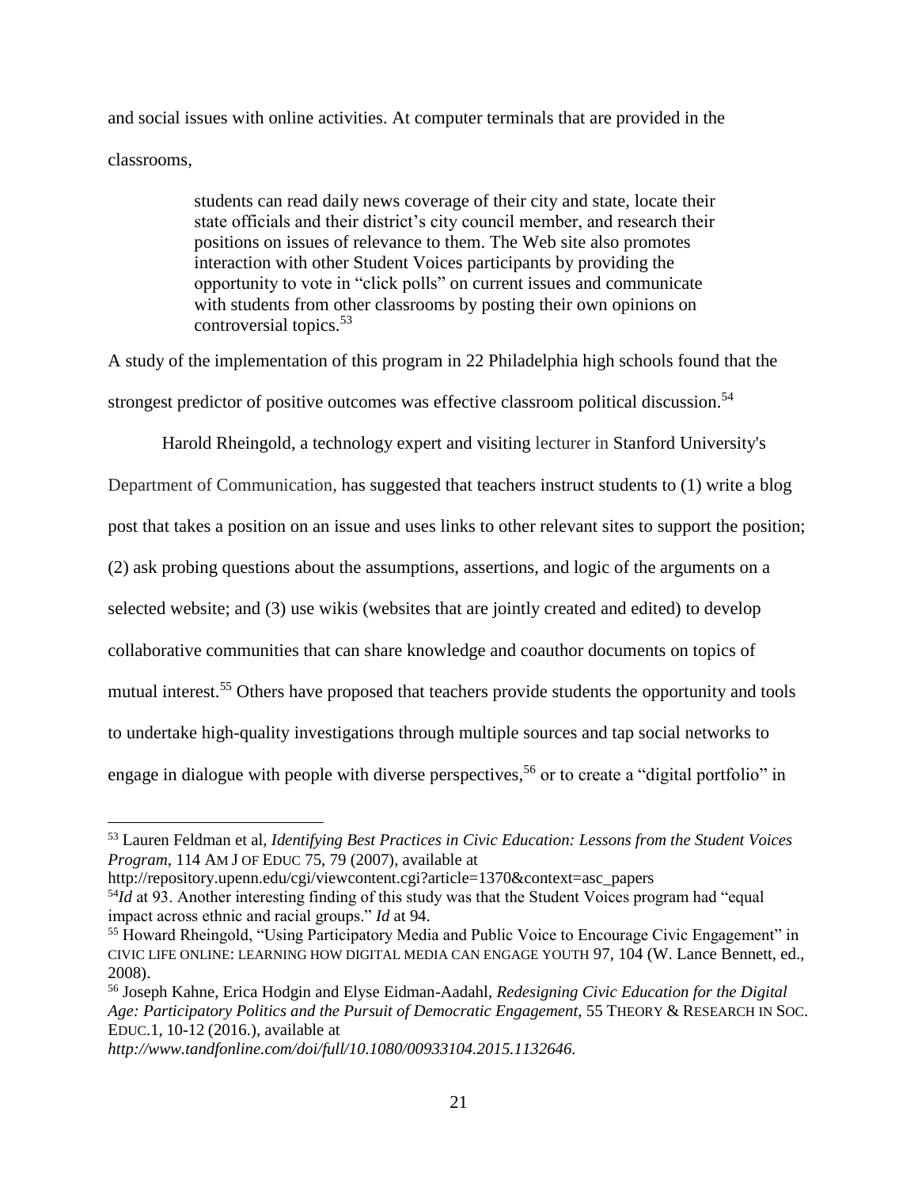and social issues with online activities. At computer terminals that are provided in the classrooms,

> students can read daily news coverage of their city and state, locate their state officials and their district's city council member, and research their positions on issues of relevance to them. The Web site also promotes interaction with other Student Voices participants by providing the opportunity to vote in "click polls" on current issues and communicate with students from other classrooms by posting their own opinions on controversial topics.[53]

A study of the implementation of this program in 22 Philadelphia high schools found that the strongest predictor of positive outcomes was effective classroom political discussion.[54]

Harold Rheingold, a technology expert and visiting lecturer in Stanford University's Department of Communication, has suggested that teachers instruct students to (1) write a blog post that takes a position on an issue and uses links to other relevant sites to support the position; (2) ask probing questions about the assumptions, assertions, and logic of the arguments on a selected website; and (3) use wikis (websites that are jointly created and edited) to develop collaborative communities that can share knowledge and coauthor documents on topics of mutual interest.[55] Others have proposed that teachers provide students the opportunity and tools to undertake high-quality investigations through multiple sources and tap social networks to engage in dialogue with people with diverse perspectives,[56] or to create a "digital portfolio" in

---

[53] Lauren Feldman et al, *Identifying Best Practices in Civic Education: Lessons from the Student Voices Program*, 114 AM J OF EDUC 75, 79 (2007), available at http://repository.upenn.edu/cgi/viewcontent.cgi?article=1370&context=asc_papers

[54] *Id* at 93. Another interesting finding of this study was that the Student Voices program had "equal impact across ethnic and racial groups." *Id* at 94.

[55] Howard Rheingold, "Using Participatory Media and Public Voice to Encourage Civic Engagement" in CIVIC LIFE ONLINE: LEARNING HOW DIGITAL MEDIA CAN ENGAGE YOUTH 97, 104 (W. Lance Bennett, ed., 2008).

[56] Joseph Kahne, Erica Hodgin and Elyse Eidman-Aadahl, *Redesigning Civic Education for the Digital Age: Participatory Politics and the Pursuit of Democratic Engagement,* 55 THEORY & RESEARCH IN SOC. EDUC.1, 10-12 (2016.), available at *http://www.tandfonline.com/doi/full/10.1080/00933104.2015.1132646*.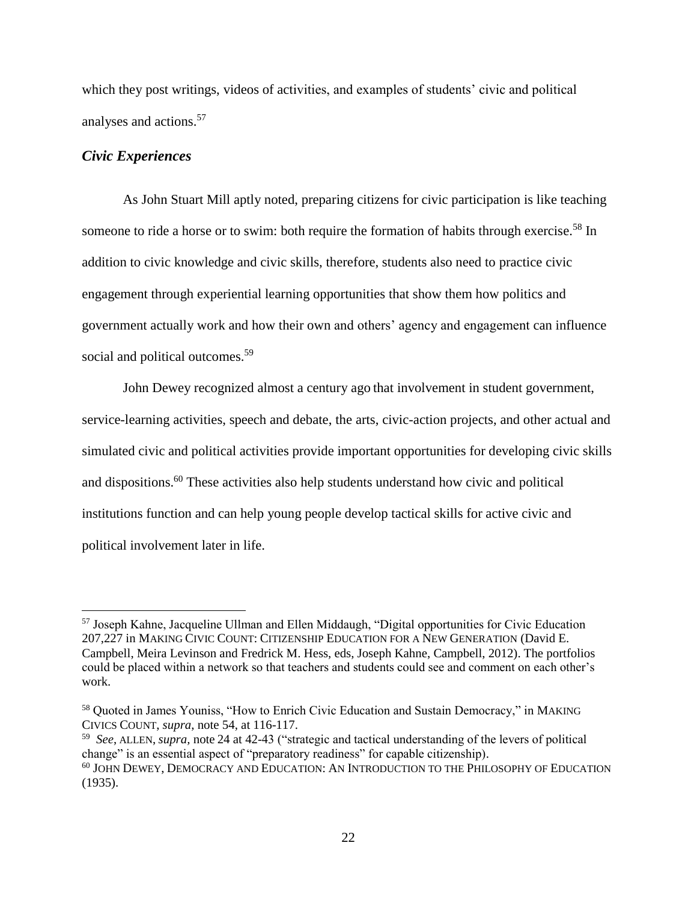which they post writings, videos of activities, and examples of students' civic and political analyses and actions.[57]

### *Civic Experiences*

As John Stuart Mill aptly noted, preparing citizens for civic participation is like teaching someone to ride a horse or to swim: both require the formation of habits through exercise.[58] In addition to civic knowledge and civic skills, therefore, students also need to practice civic engagement through experiential learning opportunities that show them how politics and government actually work and how their own and others' agency and engagement can influence social and political outcomes.[59]

John Dewey recognized almost a century ago that involvement in student government, service-learning activities, speech and debate, the arts, civic-action projects, and other actual and simulated civic and political activities provide important opportunities for developing civic skills and dispositions.[60] These activities also help students understand how civic and political institutions function and can help young people develop tactical skills for active civic and political involvement later in life.

---

[57] Joseph Kahne, Jacqueline Ullman and Ellen Middaugh, "Digital opportunities for Civic Education 207,227 in MAKING CIVIC COUNT: CITIZENSHIP EDUCATION FOR A NEW GENERATION (David E. Campbell, Meira Levinson and Fredrick M. Hess, eds, Joseph Kahne, Campbell, 2012). The portfolios could be placed within a network so that teachers and students could see and comment on each other's work.

[58] Quoted in James Youniss, "How to Enrich Civic Education and Sustain Democracy," in MAKING CIVICS COUNT, *supra*, note 54, at 116-117.

[59] *See*, ALLEN, *supra*, note 24 at 42-43 ("strategic and tactical understanding of the levers of political change" is an essential aspect of "preparatory readiness" for capable citizenship).

[60] JOHN DEWEY, DEMOCRACY AND EDUCATION: AN INTRODUCTION TO THE PHILOSOPHY OF EDUCATION (1935).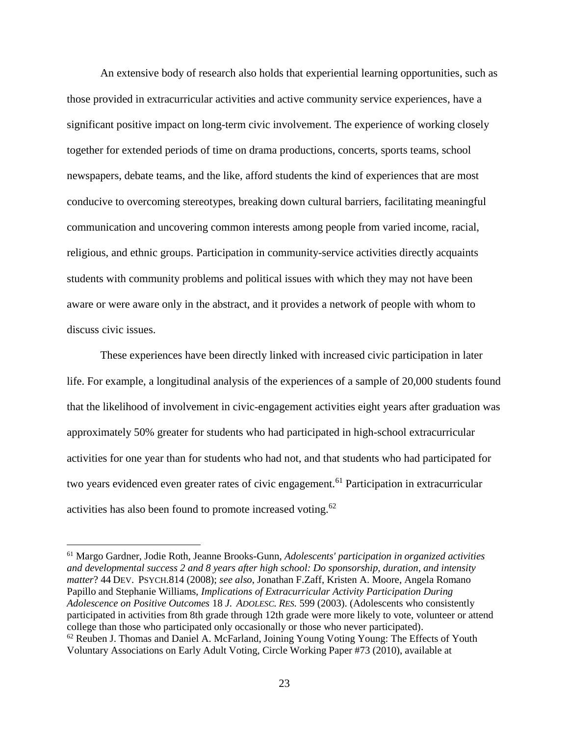An extensive body of research also holds that experiential learning opportunities, such as those provided in extracurricular activities and active community service experiences, have a significant positive impact on long-term civic involvement. The experience of working closely together for extended periods of time on drama productions, concerts, sports teams, school newspapers, debate teams, and the like, afford students the kind of experiences that are most conducive to overcoming stereotypes, breaking down cultural barriers, facilitating meaningful communication and uncovering common interests among people from varied income, racial, religious, and ethnic groups. Participation in community-service activities directly acquaints students with community problems and political issues with which they may not have been aware or were aware only in the abstract, and it provides a network of people with whom to discuss civic issues.

These experiences have been directly linked with increased civic participation in later life. For example, a longitudinal analysis of the experiences of a sample of 20,000 students found that the likelihood of involvement in civic-engagement activities eight years after graduation was approximately 50% greater for students who had participated in high-school extracurricular activities for one year than for students who had not, and that students who had participated for two years evidenced even greater rates of civic engagement.[61] Participation in extracurricular activities has also been found to promote increased voting.[62]

---

[61] Margo Gardner, Jodie Roth, Jeanne Brooks-Gunn, *Adolescents' participation in organized activities and developmental success 2 and 8 years after high school: Do sponsorship, duration, and intensity matter*? 44 DEV. PSYCH.814 (2008); *see also*, Jonathan F.Zaff, Kristen A. Moore, Angela Romano Papillo and Stephanie Williams, *Implications of Extracurricular Activity Participation During Adolescence on Positive Outcomes* 18 *J. ADOLESC. RES.* 599 (2003). (Adolescents who consistently participated in activities from 8th grade through 12th grade were more likely to vote, volunteer or attend college than those who participated only occasionally or those who never participated).

[62] Reuben J. Thomas and Daniel A. McFarland, Joining Young Voting Young: The Effects of Youth Voluntary Associations on Early Adult Voting, Circle Working Paper #73 (2010), available at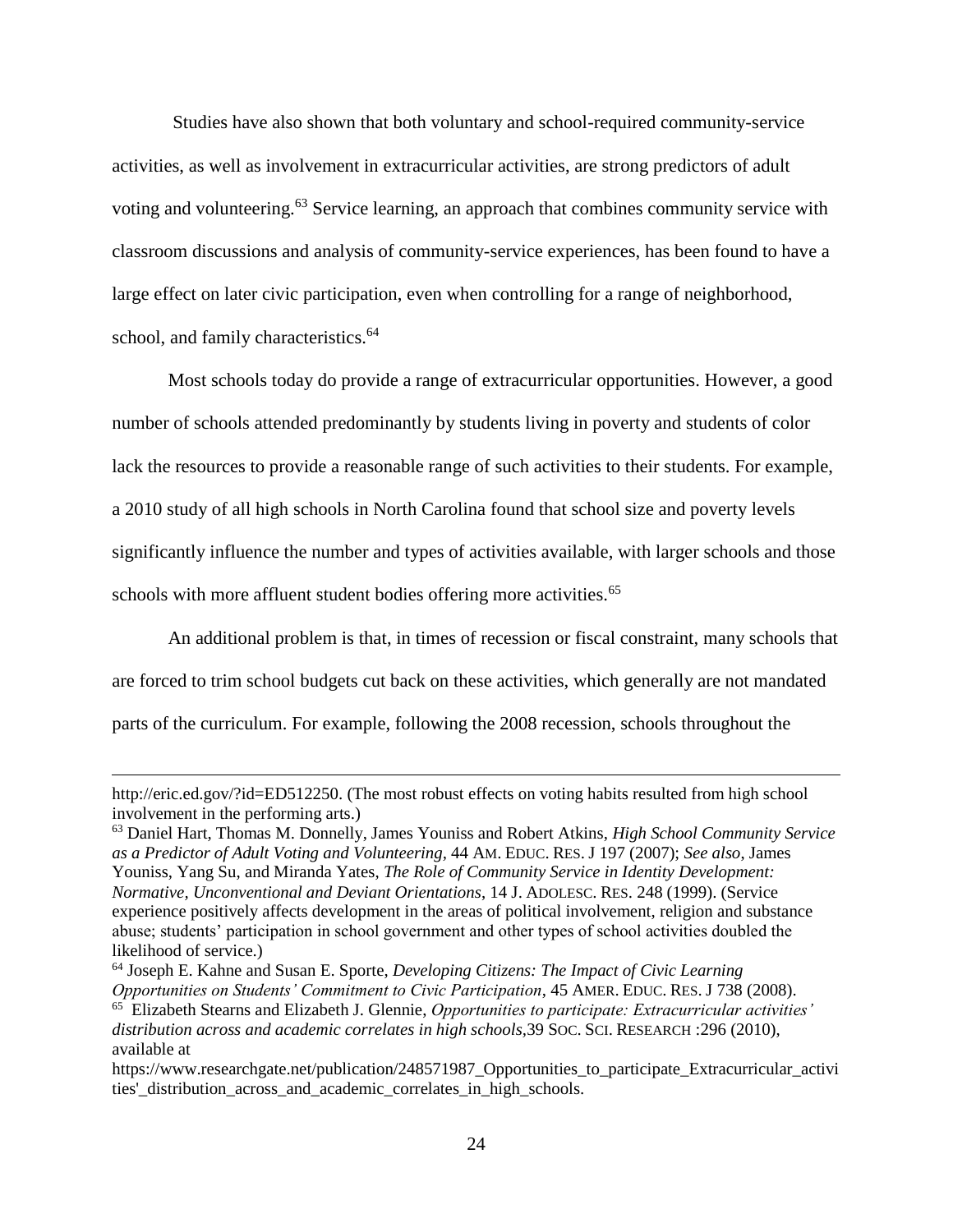Studies have also shown that both voluntary and school-required community-service activities, as well as involvement in extracurricular activities, are strong predictors of adult voting and volunteering.[63] Service learning, an approach that combines community service with classroom discussions and analysis of community-service experiences, has been found to have a large effect on later civic participation, even when controlling for a range of neighborhood, school, and family characteristics.[64]

Most schools today do provide a range of extracurricular opportunities. However, a good number of schools attended predominantly by students living in poverty and students of color lack the resources to provide a reasonable range of such activities to their students. For example, a 2010 study of all high schools in North Carolina found that school size and poverty levels significantly influence the number and types of activities available, with larger schools and those schools with more affluent student bodies offering more activities.[65]

An additional problem is that, in times of recession or fiscal constraint, many schools that are forced to trim school budgets cut back on these activities, which generally are not mandated parts of the curriculum. For example, following the 2008 recession, schools throughout the

---

http://eric.ed.gov/?id=ED512250. (The most robust effects on voting habits resulted from high school involvement in the performing arts.)

[63] Daniel Hart, Thomas M. Donnelly, James Youniss and Robert Atkins, *High School Community Service as a Predictor of Adult Voting and Volunteering*, 44 AM. EDUC. RES. J 197 (2007); *See also*, James Youniss, Yang Su, and Miranda Yates, *The Role of Community Service in Identity Development: Normative, Unconventional and Deviant Orientations*, 14 J. ADOLESC. RES. 248 (1999). (Service experience positively affects development in the areas of political involvement, religion and substance abuse; students' participation in school government and other types of school activities doubled the likelihood of service.)

[64] Joseph E. Kahne and Susan E. Sporte, *Developing Citizens: The Impact of Civic Learning Opportunities on Students' Commitment to Civic Participation*, 45 AMER. EDUC. RES. J 738 (2008).

[65] Elizabeth Stearns and Elizabeth J. Glennie, *Opportunities to participate: Extracurricular activities' distribution across and academic correlates in high schools,*39 SOC. SCI. RESEARCH :296 (2010), available at https://www.researchgate.net/publication/248571987_Opportunities_to_participate_Extracurricular_activities'_distribution_across_and_academic_correlates_in_high_schools.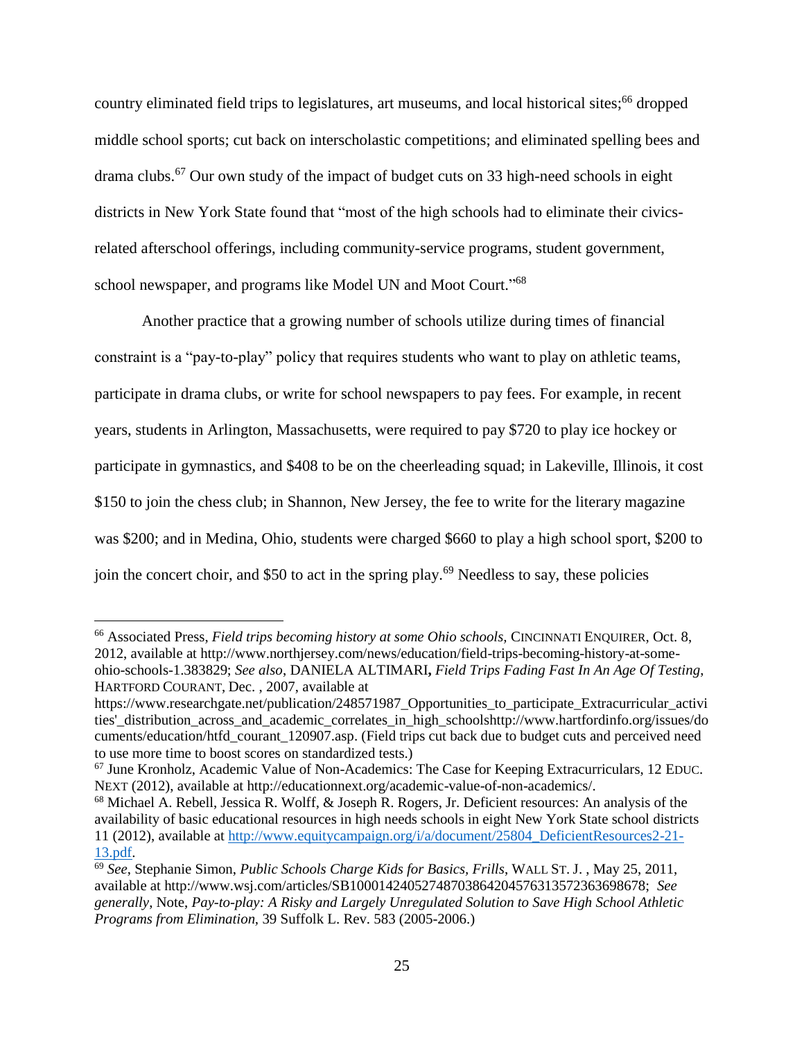country eliminated field trips to legislatures, art museums, and local historical sites;[66] dropped middle school sports; cut back on interscholastic competitions; and eliminated spelling bees and drama clubs.[67] Our own study of the impact of budget cuts on 33 high-need schools in eight districts in New York State found that "most of the high schools had to eliminate their civics-related afterschool offerings, including community-service programs, student government, school newspaper, and programs like Model UN and Moot Court."[68]

Another practice that a growing number of schools utilize during times of financial constraint is a "pay-to-play" policy that requires students who want to play on athletic teams, participate in drama clubs, or write for school newspapers to pay fees. For example, in recent years, students in Arlington, Massachusetts, were required to pay $720 to play ice hockey or participate in gymnastics, and $408 to be on the cheerleading squad; in Lakeville, Illinois, it cost $150 to join the chess club; in Shannon, New Jersey, the fee to write for the literary magazine was $200; and in Medina, Ohio, students were charged $660 to play a high school sport, $200 to join the concert choir, and $50 to act in the spring play.[69] Needless to say, these policies

---

[66] Associated Press, *Field trips becoming history at some Ohio schools,* CINCINNATI ENQUIRER, Oct. 8, 2012, available at http://www.northjersey.com/news/education/field-trips-becoming-history-at-some-ohio-schools-1.383829; *See also*, DANIELA ALTIMARI**,** *Field Trips Fading Fast In An Age Of Testing*, HARTFORD COURANT, Dec. , 2007, available at https://www.researchgate.net/publication/248571987_Opportunities_to_participate_Extracurricular_activities'_distribution_across_and_academic_correlates_in_high_schoolshttp://www.hartfordinfo.org/issues/documents/education/htfd_courant_120907.asp. (Field trips cut back due to budget cuts and perceived need to use more time to boost scores on standardized tests.)

[67] June Kronholz, Academic Value of Non-Academics: The Case for Keeping Extracurriculars, 12 EDUC. NEXT (2012), available at http://educationnext.org/academic-value-of-non-academics/.

[68] Michael A. Rebell, Jessica R. Wolff, & Joseph R. Rogers, Jr. Deficient resources: An analysis of the availability of basic educational resources in high needs schools in eight New York State school districts 11 (2012), available at http://www.equitycampaign.org/i/a/document/25804_DeficientResources2-21-13.pdf.

[69] *See*, Stephanie Simon, *Public Schools Charge Kids for Basics, Frills*, WALL ST. J. , May 25, 2011, available at http://www.wsj.com/articles/SB10001424052748703864204576313572363698678; *See generally*, Note, *Pay-to-play: A Risky and Largely Unregulated Solution to Save High School Athletic Programs from Elimination,* 39 Suffolk L. Rev. 583 (2005-2006.)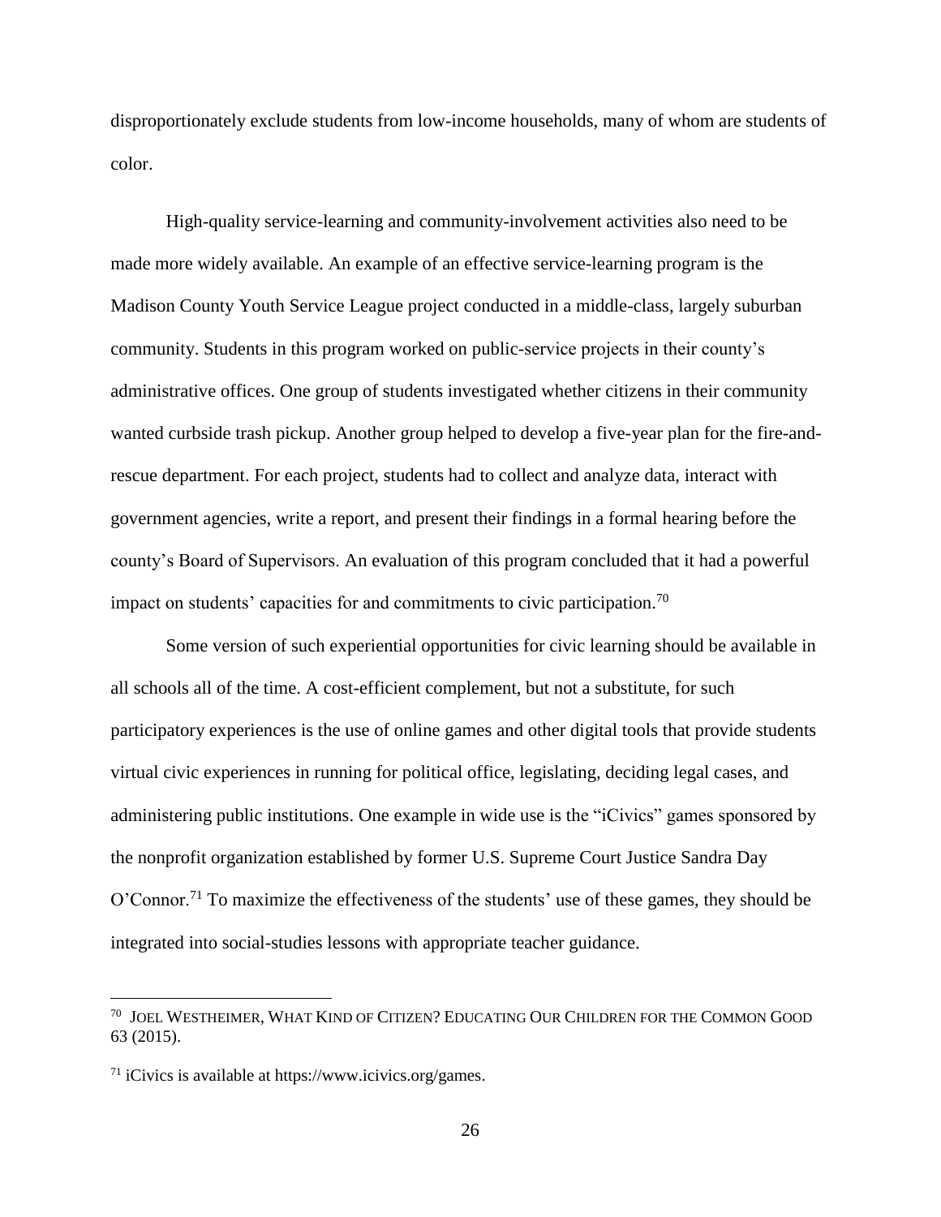disproportionately exclude students from low-income households, many of whom are students of color.

High-quality service-learning and community-involvement activities also need to be made more widely available. An example of an effective service-learning program is the Madison County Youth Service League project conducted in a middle-class, largely suburban community. Students in this program worked on public-service projects in their county's administrative offices. One group of students investigated whether citizens in their community wanted curbside trash pickup. Another group helped to develop a five-year plan for the fire-and-rescue department. For each project, students had to collect and analyze data, interact with government agencies, write a report, and present their findings in a formal hearing before the county's Board of Supervisors. An evaluation of this program concluded that it had a powerful impact on students' capacities for and commitments to civic participation.[70]

Some version of such experiential opportunities for civic learning should be available in all schools all of the time. A cost-efficient complement, but not a substitute, for such participatory experiences is the use of online games and other digital tools that provide students virtual civic experiences in running for political office, legislating, deciding legal cases, and administering public institutions. One example in wide use is the "iCivics" games sponsored by the nonprofit organization established by former U.S. Supreme Court Justice Sandra Day O'Connor.[71] To maximize the effectiveness of the students' use of these games, they should be integrated into social-studies lessons with appropriate teacher guidance.

---

[70] JOEL WESTHEIMER, WHAT KIND OF CITIZEN? EDUCATING OUR CHILDREN FOR THE COMMON GOOD 63 (2015).

[71] iCivics is available at https://www.icivics.org/games.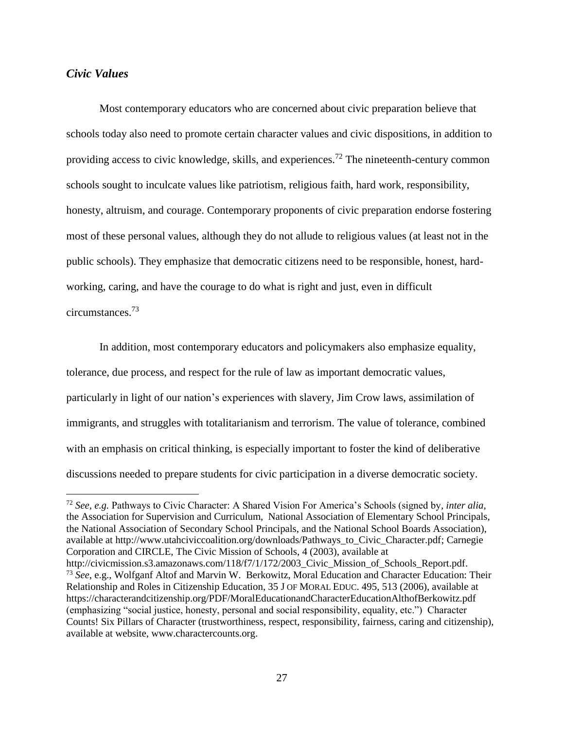### *Civic Values*

Most contemporary educators who are concerned about civic preparation believe that schools today also need to promote certain character values and civic dispositions, in addition to providing access to civic knowledge, skills, and experiences.[72] The nineteenth-century common schools sought to inculcate values like patriotism, religious faith, hard work, responsibility, honesty, altruism, and courage. Contemporary proponents of civic preparation endorse fostering most of these personal values, although they do not allude to religious values (at least not in the public schools). They emphasize that democratic citizens need to be responsible, honest, hard-working, caring, and have the courage to do what is right and just, even in difficult circumstances.[73]

In addition, most contemporary educators and policymakers also emphasize equality, tolerance, due process, and respect for the rule of law as important democratic values, particularly in light of our nation's experiences with slavery, Jim Crow laws, assimilation of immigrants, and struggles with totalitarianism and terrorism. The value of tolerance, combined with an emphasis on critical thinking, is especially important to foster the kind of deliberative discussions needed to prepare students for civic participation in a diverse democratic society.

---

[72] *See, e.g.* Pathways to Civic Character: A Shared Vision For America's Schools (signed by, *inter alia*, the Association for Supervision and Curriculum, National Association of Elementary School Principals, the National Association of Secondary School Principals, and the National School Boards Association), available at http://www.utahciviccoalition.org/downloads/Pathways_to_Civic_Character.pdf; Carnegie Corporation and CIRCLE, The Civic Mission of Schools, 4 (2003), available at http://civicmission.s3.amazonaws.com/118/f7/1/172/2003_Civic_Mission_of_Schools_Report.pdf.

[73] *See*, e.g., Wolfganf Altof and Marvin W. Berkowitz, Moral Education and Character Education: Their Relationship and Roles in Citizenship Education, 35 J OF MORAL EDUC. 495, 513 (2006), available at https://characterandcitizenship.org/PDF/MoralEducationandCharacterEducationAlthofBerkowitz.pdf (emphasizing "social justice, honesty, personal and social responsibility, equality, etc.") Character Counts! Six Pillars of Character (trustworthiness, respect, responsibility, fairness, caring and citizenship), available at website, www.charactercounts.org.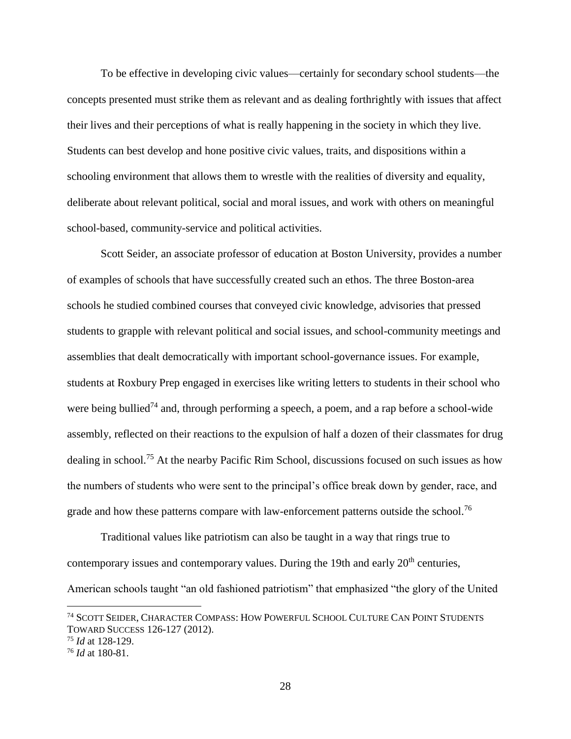To be effective in developing civic values—certainly for secondary school students—the concepts presented must strike them as relevant and as dealing forthrightly with issues that affect their lives and their perceptions of what is really happening in the society in which they live. Students can best develop and hone positive civic values, traits, and dispositions within a schooling environment that allows them to wrestle with the realities of diversity and equality, deliberate about relevant political, social and moral issues, and work with others on meaningful school-based, community-service and political activities.

Scott Seider, an associate professor of education at Boston University, provides a number of examples of schools that have successfully created such an ethos. The three Boston-area schools he studied combined courses that conveyed civic knowledge, advisories that pressed students to grapple with relevant political and social issues, and school-community meetings and assemblies that dealt democratically with important school-governance issues. For example, students at Roxbury Prep engaged in exercises like writing letters to students in their school who were being bullied[74] and, through performing a speech, a poem, and a rap before a school-wide assembly, reflected on their reactions to the expulsion of half a dozen of their classmates for drug dealing in school.[75] At the nearby Pacific Rim School, discussions focused on such issues as how the numbers of students who were sent to the principal's office break down by gender, race, and grade and how these patterns compare with law-enforcement patterns outside the school.[76]

Traditional values like patriotism can also be taught in a way that rings true to contemporary issues and contemporary values. During the 19th and early 20th centuries, American schools taught "an old fashioned patriotism" that emphasized "the glory of the United

---

[74] SCOTT SEIDER, CHARACTER COMPASS: HOW POWERFUL SCHOOL CULTURE CAN POINT STUDENTS TOWARD SUCCESS 126-127 (2012).

[75] *Id* at 128-129.

[76] *Id* at 180-81.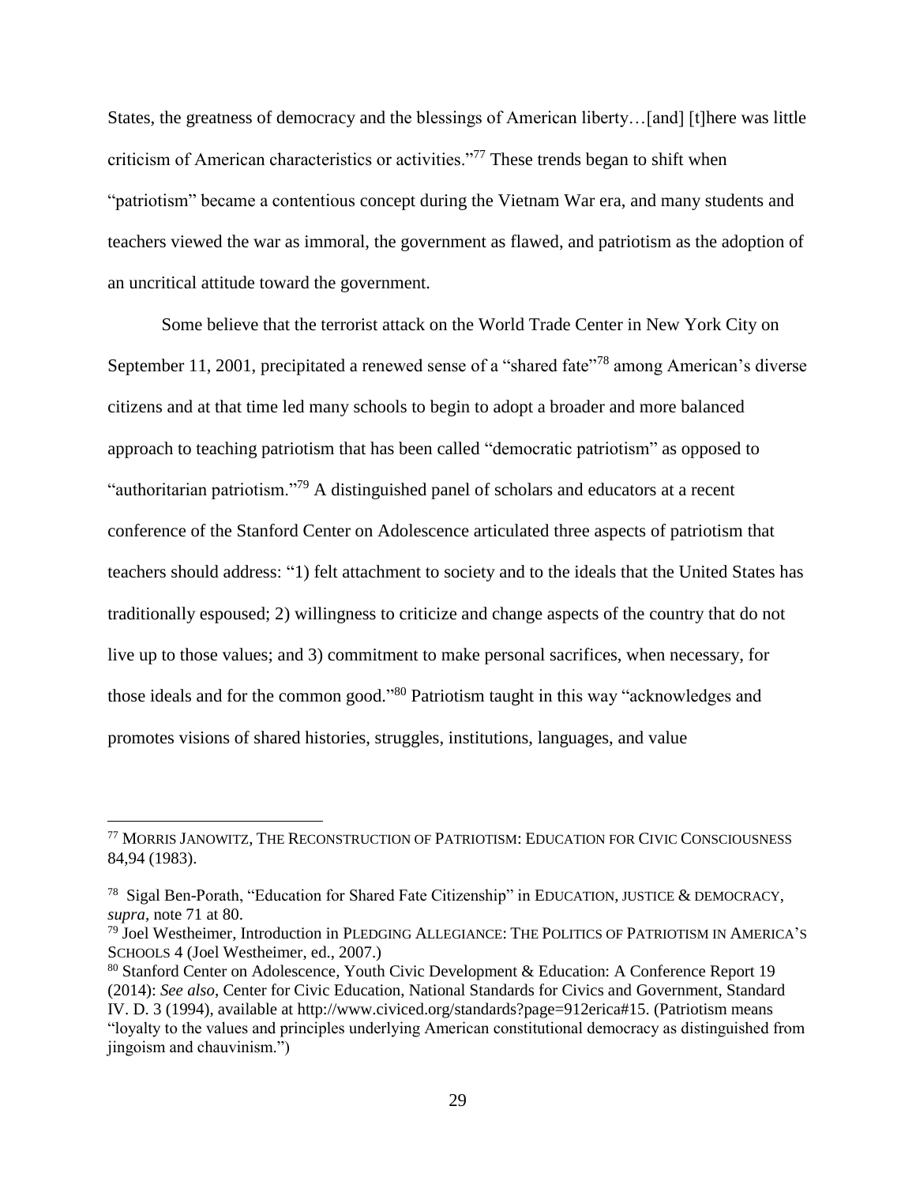States, the greatness of democracy and the blessings of American liberty…[and] [t]here was little criticism of American characteristics or activities."[77] These trends began to shift when "patriotism" became a contentious concept during the Vietnam War era, and many students and teachers viewed the war as immoral, the government as flawed, and patriotism as the adoption of an uncritical attitude toward the government.

Some believe that the terrorist attack on the World Trade Center in New York City on September 11, 2001, precipitated a renewed sense of a "shared fate"[78] among American's diverse citizens and at that time led many schools to begin to adopt a broader and more balanced approach to teaching patriotism that has been called "democratic patriotism" as opposed to "authoritarian patriotism."[79] A distinguished panel of scholars and educators at a recent conference of the Stanford Center on Adolescence articulated three aspects of patriotism that teachers should address: "1) felt attachment to society and to the ideals that the United States has traditionally espoused; 2) willingness to criticize and change aspects of the country that do not live up to those values; and 3) commitment to make personal sacrifices, when necessary, for those ideals and for the common good."[80] Patriotism taught in this way "acknowledges and promotes visions of shared histories, struggles, institutions, languages, and value

---

[77] MORRIS JANOWITZ, THE RECONSTRUCTION OF PATRIOTISM: EDUCATION FOR CIVIC CONSCIOUSNESS 84,94 (1983).

[78] Sigal Ben-Porath, "Education for Shared Fate Citizenship" in EDUCATION, JUSTICE & DEMOCRACY, *supra*, note 71 at 80.

[79] Joel Westheimer, Introduction in PLEDGING ALLEGIANCE: THE POLITICS OF PATRIOTISM IN AMERICA'S SCHOOLS 4 (Joel Westheimer, ed., 2007.)

[80] Stanford Center on Adolescence, Youth Civic Development & Education: A Conference Report 19 (2014): *See also*, Center for Civic Education, National Standards for Civics and Government, Standard IV. D. 3 (1994), available at http://www.civiced.org/standards?page=912erica#15. (Patriotism means "loyalty to the values and principles underlying American constitutional democracy as distinguished from jingoism and chauvinism.")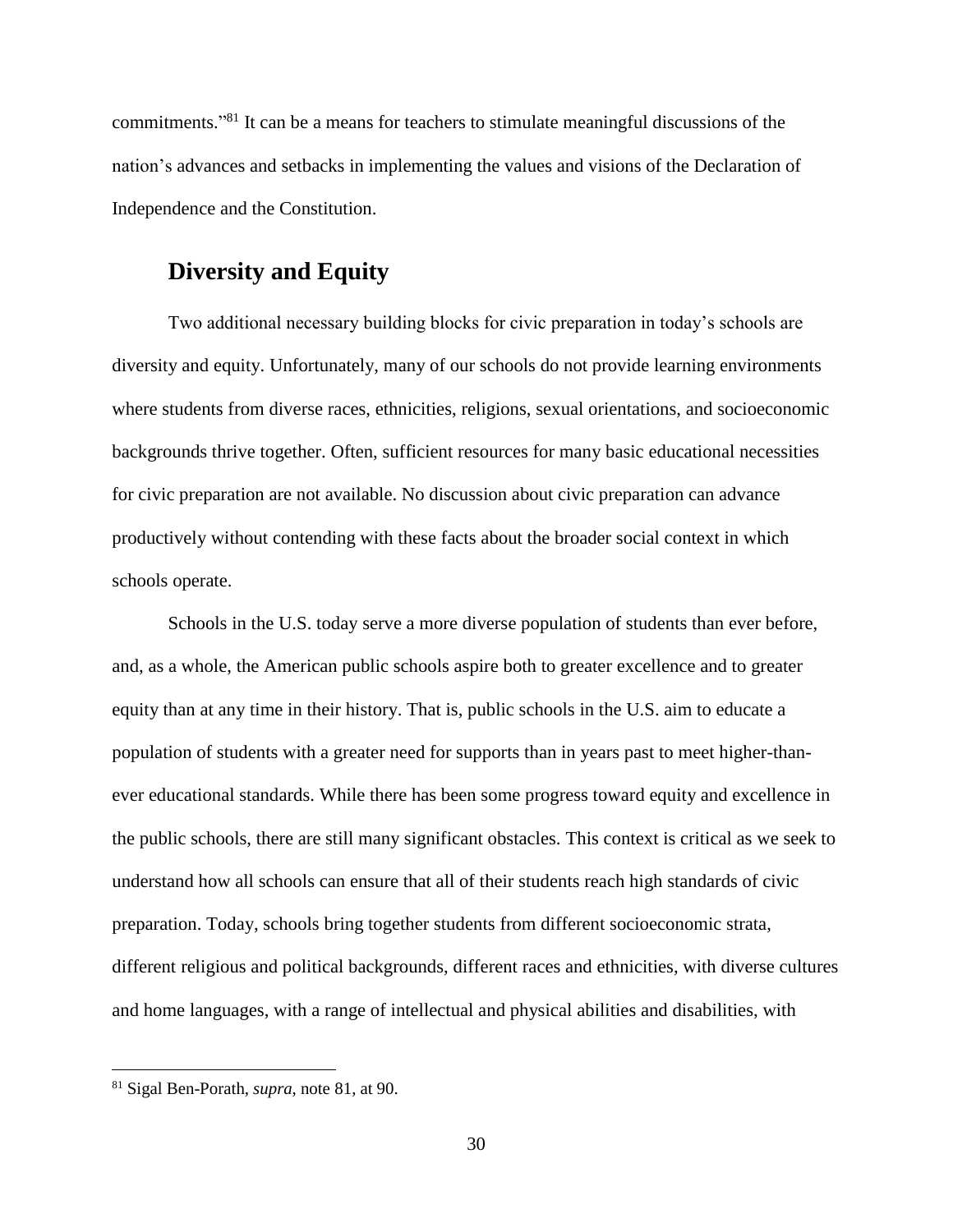commitments."[81] It can be a means for teachers to stimulate meaningful discussions of the nation's advances and setbacks in implementing the values and visions of the Declaration of Independence and the Constitution.

## Diversity and Equity

Two additional necessary building blocks for civic preparation in today's schools are diversity and equity. Unfortunately, many of our schools do not provide learning environments where students from diverse races, ethnicities, religions, sexual orientations, and socioeconomic backgrounds thrive together. Often, sufficient resources for many basic educational necessities for civic preparation are not available. No discussion about civic preparation can advance productively without contending with these facts about the broader social context in which schools operate.

Schools in the U.S. today serve a more diverse population of students than ever before, and, as a whole, the American public schools aspire both to greater excellence and to greater equity than at any time in their history. That is, public schools in the U.S. aim to educate a population of students with a greater need for supports than in years past to meet higher-than-ever educational standards. While there has been some progress toward equity and excellence in the public schools, there are still many significant obstacles. This context is critical as we seek to understand how all schools can ensure that all of their students reach high standards of civic preparation. Today, schools bring together students from different socioeconomic strata, different religious and political backgrounds, different races and ethnicities, with diverse cultures and home languages, with a range of intellectual and physical abilities and disabilities, with

[81] Sigal Ben-Porath, *supra*, note 81, at 90.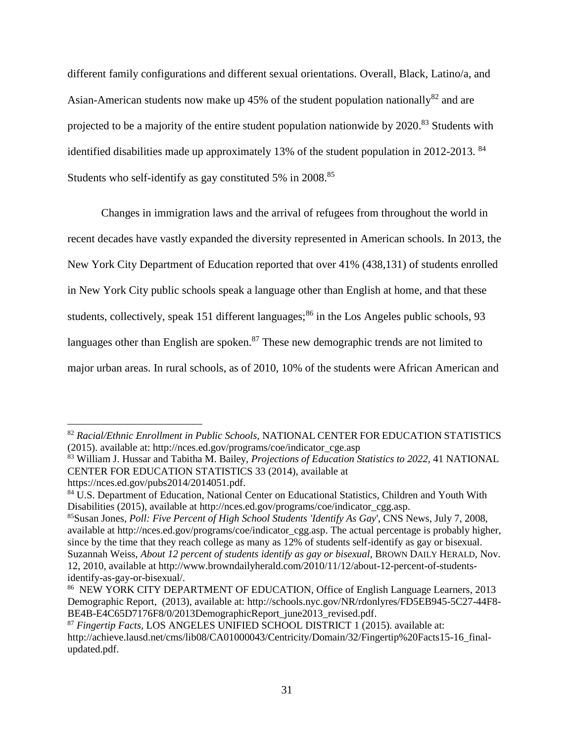different family configurations and different sexual orientations. Overall, Black, Latino/a, and Asian-American students now make up 45% of the student population nationally[82] and are projected to be a majority of the entire student population nationwide by 2020.[83] Students with identified disabilities made up approximately 13% of the student population in 2012-2013. [84] Students who self-identify as gay constituted 5% in 2008.[85]

Changes in immigration laws and the arrival of refugees from throughout the world in recent decades have vastly expanded the diversity represented in American schools. In 2013, the New York City Department of Education reported that over 41% (438,131) of students enrolled in New York City public schools speak a language other than English at home, and that these students, collectively, speak 151 different languages;[86] in the Los Angeles public schools, 93 languages other than English are spoken.[87] These new demographic trends are not limited to major urban areas. In rural schools, as of 2010, 10% of the students were African American and

---

[82] *Racial/Ethnic Enrollment in Public Schools,* NATIONAL CENTER FOR EDUCATION STATISTICS (2015). available at: http://nces.ed.gov/programs/coe/indicator_cge.asp

[83] William J. Hussar and Tabitha M. Bailey, *Projections of Education Statistics to 2022*, 41 NATIONAL CENTER FOR EDUCATION STATISTICS 33 (2014), available at https://nces.ed.gov/pubs2014/2014051.pdf.

[84] U.S. Department of Education, National Center on Educational Statistics, Children and Youth With Disabilities (2015), available at http://nces.ed.gov/programs/coe/indicator_cgg.asp.

[85] Susan Jones, *Poll: Five Percent of High School Students 'Identify As Gay*', CNS News, July 7, 2008, available at http://nces.ed.gov/programs/coe/indicator_cgg.asp. The actual percentage is probably higher, since by the time that they reach college as many as 12% of students self-identify as gay or bisexual. Suzannah Weiss, *About 12 percent of students identify as gay or bisexual,* BROWN DAILY HERALD, Nov. 12, 2010, available at http://www.browndailyherald.com/2010/11/12/about-12-percent-of-students-identify-as-gay-or-bisexual/.

[86] NEW YORK CITY DEPARTMENT OF EDUCATION, Office of English Language Learners, 2013 Demographic Report, (2013), available at: http://schools.nyc.gov/NR/rdonlyres/FD5EB945-5C27-44F8-BE4B-E4C65D7176F8/0/2013DemographicReport_june2013_revised.pdf.

[87] *Fingertip Facts*, LOS ANGELES UNIFIED SCHOOL DISTRICT 1 (2015). available at: http://achieve.lausd.net/cms/lib08/CA01000043/Centricity/Domain/32/Fingertip%20Facts15-16_final-updated.pdf.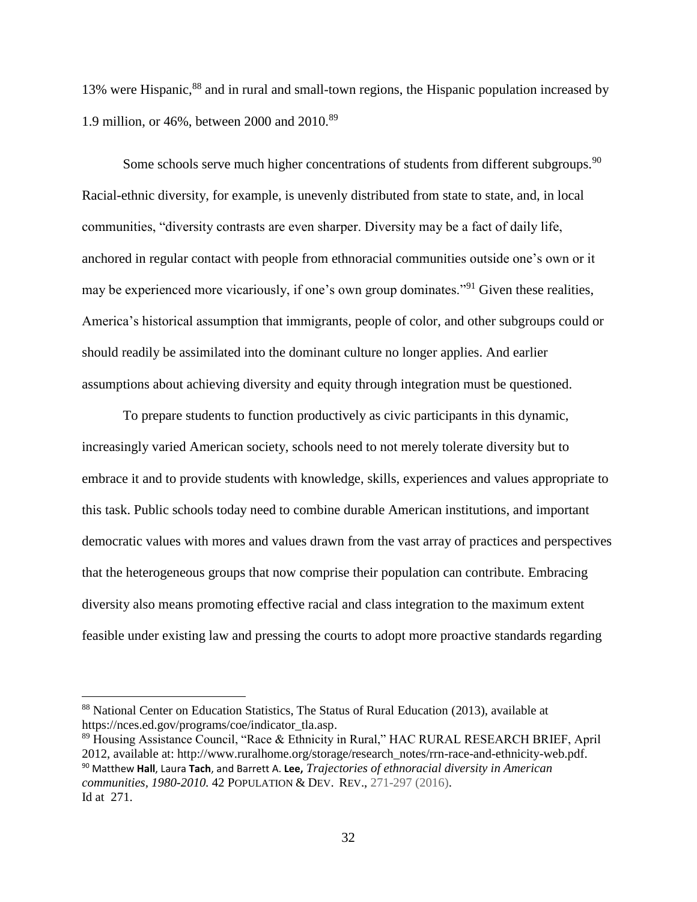13% were Hispanic,[88] and in rural and small-town regions, the Hispanic population increased by 1.9 million, or 46%, between 2000 and 2010.[89]

Some schools serve much higher concentrations of students from different subgroups.[90] Racial-ethnic diversity, for example, is unevenly distributed from state to state, and, in local communities, "diversity contrasts are even sharper. Diversity may be a fact of daily life, anchored in regular contact with people from ethnoracial communities outside one's own or it may be experienced more vicariously, if one's own group dominates."[91] Given these realities, America's historical assumption that immigrants, people of color, and other subgroups could or should readily be assimilated into the dominant culture no longer applies. And earlier assumptions about achieving diversity and equity through integration must be questioned.

To prepare students to function productively as civic participants in this dynamic, increasingly varied American society, schools need to not merely tolerate diversity but to embrace it and to provide students with knowledge, skills, experiences and values appropriate to this task. Public schools today need to combine durable American institutions, and important democratic values with mores and values drawn from the vast array of practices and perspectives that the heterogeneous groups that now comprise their population can contribute. Embracing diversity also means promoting effective racial and class integration to the maximum extent feasible under existing law and pressing the courts to adopt more proactive standards regarding

---

[88] National Center on Education Statistics, The Status of Rural Education (2013), available at https://nces.ed.gov/programs/coe/indicator_tla.asp.

[89] Housing Assistance Council, "Race & Ethnicity in Rural," HAC RURAL RESEARCH BRIEF, April 2012, available at: http://www.ruralhome.org/storage/research_notes/rrn-race-and-ethnicity-web.pdf.

[90] Matthew **Hall**, Laura **Tach**, and Barrett A. **Lee,** *Trajectories of ethnoracial diversity in American communities, 1980-2010.* 42 POPULATION & DEV. REV., 271-297 (2016).

Id at 271.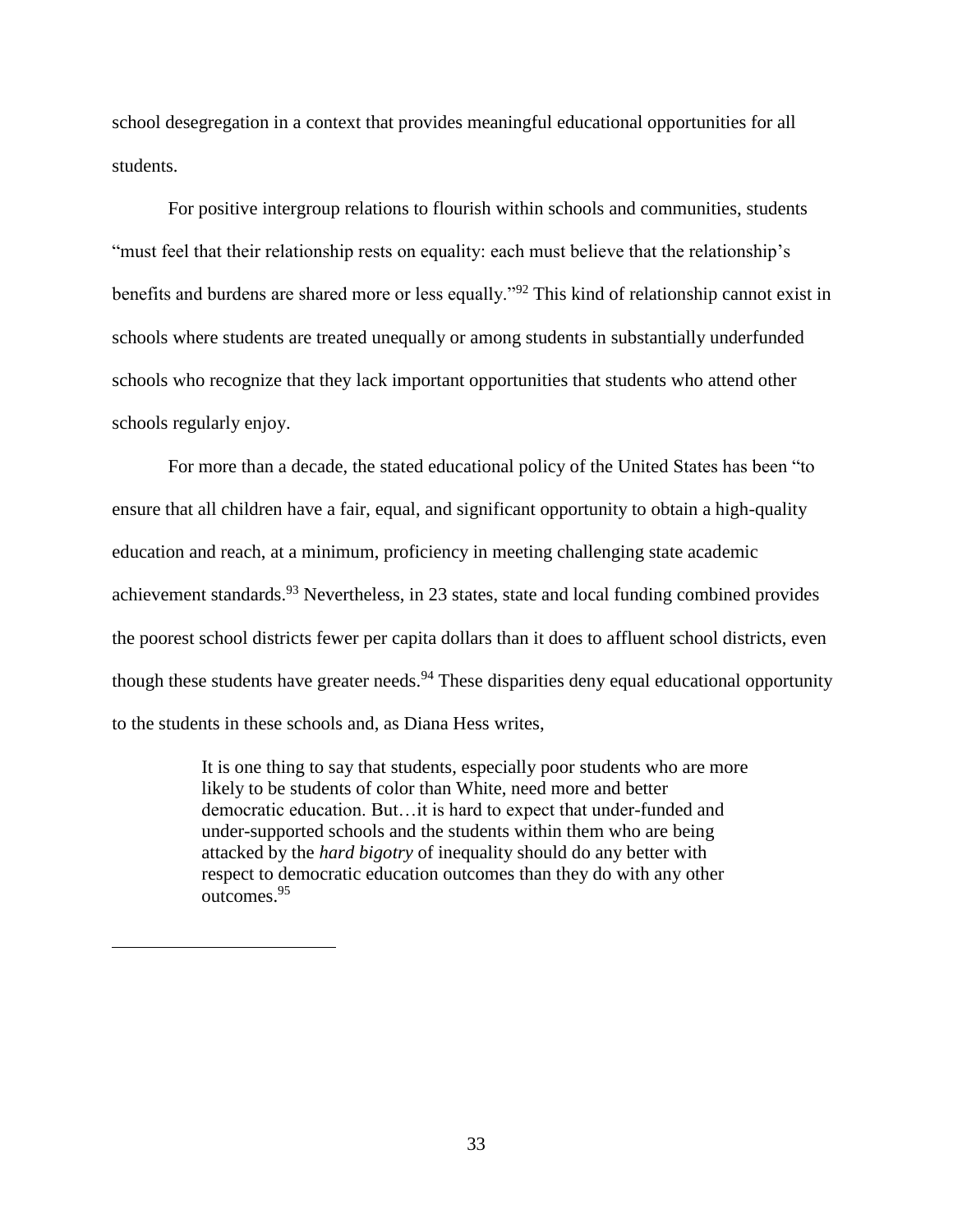school desegregation in a context that provides meaningful educational opportunities for all students.

For positive intergroup relations to flourish within schools and communities, students "must feel that their relationship rests on equality: each must believe that the relationship's benefits and burdens are shared more or less equally."[92] This kind of relationship cannot exist in schools where students are treated unequally or among students in substantially underfunded schools who recognize that they lack important opportunities that students who attend other schools regularly enjoy.

For more than a decade, the stated educational policy of the United States has been "to ensure that all children have a fair, equal, and significant opportunity to obtain a high-quality education and reach, at a minimum, proficiency in meeting challenging state academic achievement standards.[93] Nevertheless, in 23 states, state and local funding combined provides the poorest school districts fewer per capita dollars than it does to affluent school districts, even though these students have greater needs.[94] These disparities deny equal educational opportunity to the students in these schools and, as Diana Hess writes,

> It is one thing to say that students, especially poor students who are more likely to be students of color than White, need more and better democratic education. But…it is hard to expect that under-funded and under-supported schools and the students within them who are being attacked by the *hard bigotry* of inequality should do any better with respect to democratic education outcomes than they do with any other outcomes.[95]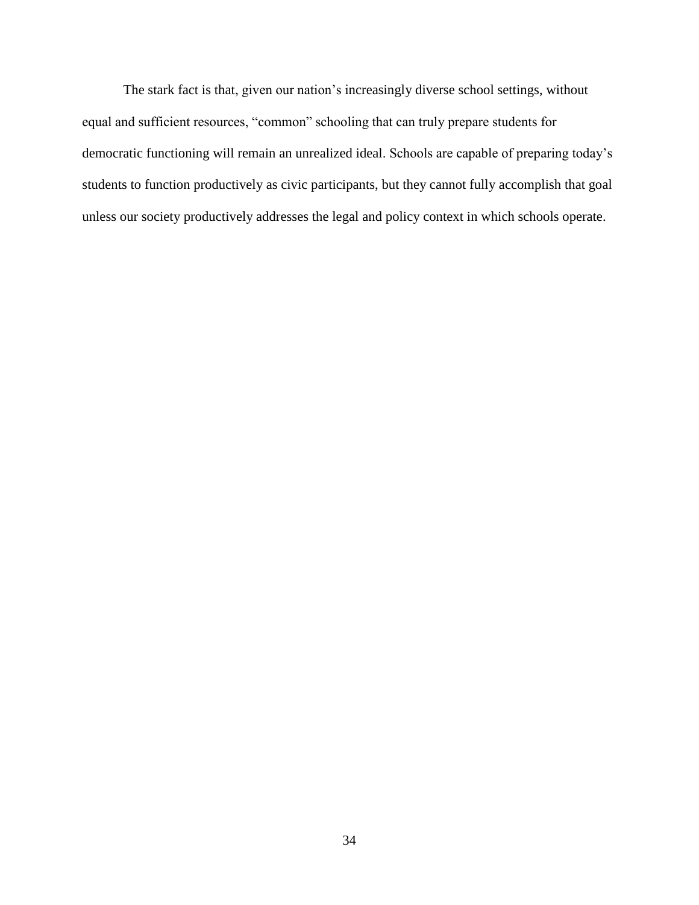The stark fact is that, given our nation's increasingly diverse school settings, without equal and sufficient resources, "common" schooling that can truly prepare students for democratic functioning will remain an unrealized ideal. Schools are capable of preparing today's students to function productively as civic participants, but they cannot fully accomplish that goal unless our society productively addresses the legal and policy context in which schools operate.